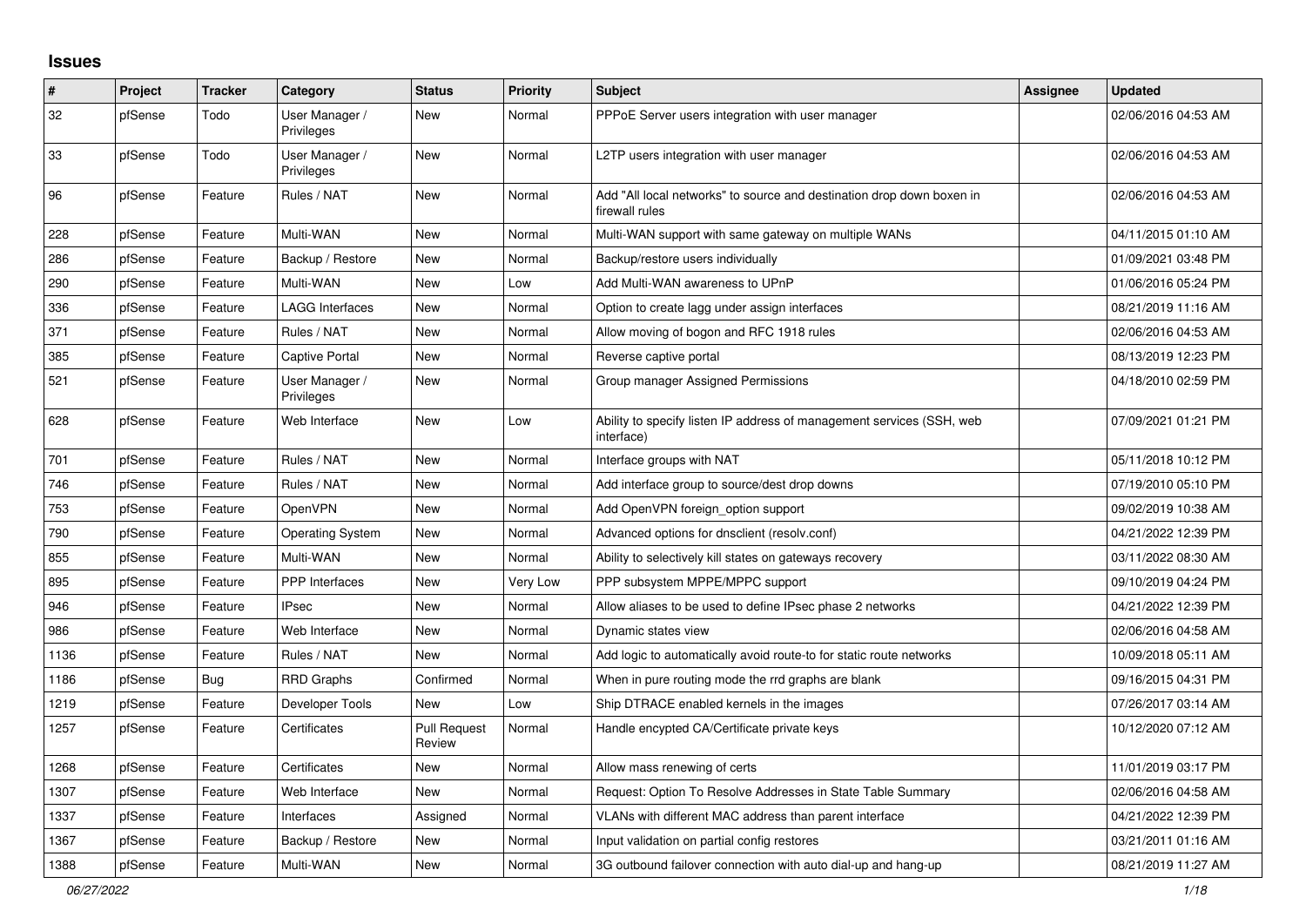## Issues

| # | Project | Tracker | Category | Status | Priority | Subject | Assignee | Updated |
|---|---|---|---|---|---|---|---|---|
| 32 | pfSense | Todo | User Manager / Privileges | New | Normal | PPPoE Server users integration with user manager | | 02/06/2016 04:53 AM |
| 33 | pfSense | Todo | User Manager / Privileges | New | Normal | L2TP users integration with user manager | | 02/06/2016 04:53 AM |
| 96 | pfSense | Feature | Rules / NAT | New | Normal | Add "All local networks" to source and destination drop down boxen in firewall rules | | 02/06/2016 04:53 AM |
| 228 | pfSense | Feature | Multi-WAN | New | Normal | Multi-WAN support with same gateway on multiple WANs | | 04/11/2015 01:10 AM |
| 286 | pfSense | Feature | Backup / Restore | New | Normal | Backup/restore users individually | | 01/09/2021 03:48 PM |
| 290 | pfSense | Feature | Multi-WAN | New | Low | Add Multi-WAN awareness to UPnP | | 01/06/2016 05:24 PM |
| 336 | pfSense | Feature | LAGG Interfaces | New | Normal | Option to create lagg under assign interfaces | | 08/21/2019 11:16 AM |
| 371 | pfSense | Feature | Rules / NAT | New | Normal | Allow moving of bogon and RFC 1918 rules | | 02/06/2016 04:53 AM |
| 385 | pfSense | Feature | Captive Portal | New | Normal | Reverse captive portal | | 08/13/2019 12:23 PM |
| 521 | pfSense | Feature | User Manager / Privileges | New | Normal | Group manager Assigned Permissions | | 04/18/2010 02:59 PM |
| 628 | pfSense | Feature | Web Interface | New | Low | Ability to specify listen IP address of management services (SSH, web interface) | | 07/09/2021 01:21 PM |
| 701 | pfSense | Feature | Rules / NAT | New | Normal | Interface groups with NAT | | 05/11/2018 10:12 PM |
| 746 | pfSense | Feature | Rules / NAT | New | Normal | Add interface group to source/dest drop downs | | 07/19/2010 05:10 PM |
| 753 | pfSense | Feature | OpenVPN | New | Normal | Add OpenVPN foreign_option support | | 09/02/2019 10:38 AM |
| 790 | pfSense | Feature | Operating System | New | Normal | Advanced options for dnsclient (resolv.conf) | | 04/21/2022 12:39 PM |
| 855 | pfSense | Feature | Multi-WAN | New | Normal | Ability to selectively kill states on gateways recovery | | 03/11/2022 08:30 AM |
| 895 | pfSense | Feature | PPP Interfaces | New | Very Low | PPP subsystem MPPE/MPPC support | | 09/10/2019 04:24 PM |
| 946 | pfSense | Feature | IPsec | New | Normal | Allow aliases to be used to define IPsec phase 2 networks | | 04/21/2022 12:39 PM |
| 986 | pfSense | Feature | Web Interface | New | Normal | Dynamic states view | | 02/06/2016 04:58 AM |
| 1136 | pfSense | Feature | Rules / NAT | New | Normal | Add logic to automatically avoid route-to for static route networks | | 10/09/2018 05:11 AM |
| 1186 | pfSense | Bug | RRD Graphs | Confirmed | Normal | When in pure routing mode the rrd graphs are blank | | 09/16/2015 04:31 PM |
| 1219 | pfSense | Feature | Developer Tools | New | Low | Ship DTRACE enabled kernels in the images | | 07/26/2017 03:14 AM |
| 1257 | pfSense | Feature | Certificates | Pull Request Review | Normal | Handle encypted CA/Certificate private keys | | 10/12/2020 07:12 AM |
| 1268 | pfSense | Feature | Certificates | New | Normal | Allow mass renewing of certs | | 11/01/2019 03:17 PM |
| 1307 | pfSense | Feature | Web Interface | New | Normal | Request: Option To Resolve Addresses in State Table Summary | | 02/06/2016 04:58 AM |
| 1337 | pfSense | Feature | Interfaces | Assigned | Normal | VLANs with different MAC address than parent interface | | 04/21/2022 12:39 PM |
| 1367 | pfSense | Feature | Backup / Restore | New | Normal | Input validation on partial config restores | | 03/21/2011 01:16 AM |
| 1388 | pfSense | Feature | Multi-WAN | New | Normal | 3G outbound failover connection with auto dial-up and hang-up | | 08/21/2019 11:27 AM |

*06/27/2022*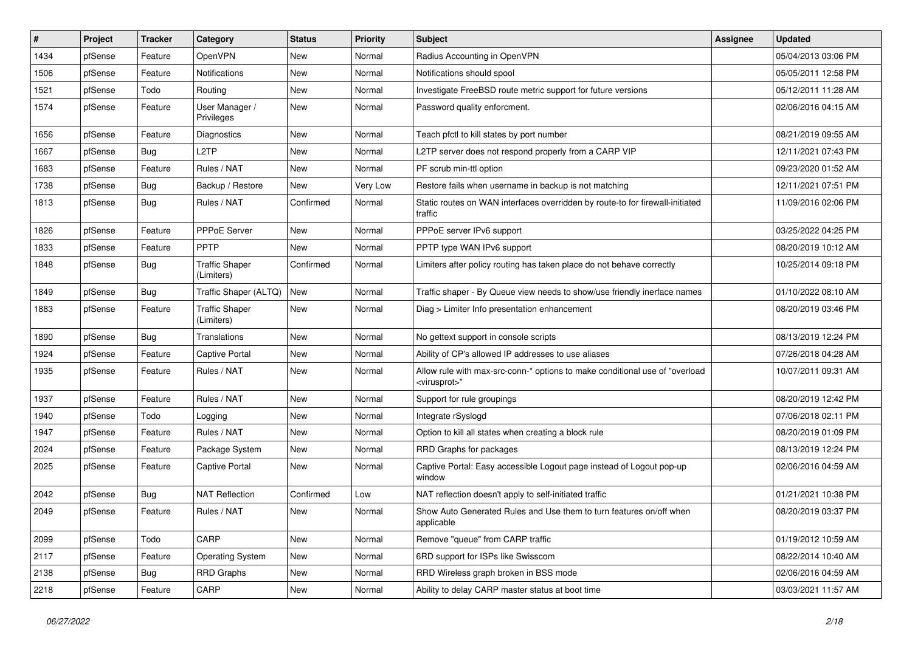| # | Project | Tracker | Category | Status | Priority | Subject | Assignee | Updated |
|---|---|---|---|---|---|---|---|---|
| 1434 | pfSense | Feature | OpenVPN | New | Normal | Radius Accounting in OpenVPN | | 05/04/2013 03:06 PM |
| 1506 | pfSense | Feature | Notifications | New | Normal | Notifications should spool | | 05/05/2011 12:58 PM |
| 1521 | pfSense | Todo | Routing | New | Normal | Investigate FreeBSD route metric support for future versions | | 05/12/2011 11:28 AM |
| 1574 | pfSense | Feature | User Manager / Privileges | New | Normal | Password quality enforcment. | | 02/06/2016 04:15 AM |
| 1656 | pfSense | Feature | Diagnostics | New | Normal | Teach pfctl to kill states by port number | | 08/21/2019 09:55 AM |
| 1667 | pfSense | Bug | L2TP | New | Normal | L2TP server does not respond properly from a CARP VIP | | 12/11/2021 07:43 PM |
| 1683 | pfSense | Feature | Rules / NAT | New | Normal | PF scrub min-ttl option | | 09/23/2020 01:52 AM |
| 1738 | pfSense | Bug | Backup / Restore | New | Very Low | Restore fails when username in backup is not matching | | 12/11/2021 07:51 PM |
| 1813 | pfSense | Bug | Rules / NAT | Confirmed | Normal | Static routes on WAN interfaces overridden by route-to for firewall-initiated traffic | | 11/09/2016 02:06 PM |
| 1826 | pfSense | Feature | PPPoE Server | New | Normal | PPPoE server IPv6 support | | 03/25/2022 04:25 PM |
| 1833 | pfSense | Feature | PPTP | New | Normal | PPTP type WAN IPv6 support | | 08/20/2019 10:12 AM |
| 1848 | pfSense | Bug | Traffic Shaper (Limiters) | Confirmed | Normal | Limiters after policy routing has taken place do not behave correctly | | 10/25/2014 09:18 PM |
| 1849 | pfSense | Bug | Traffic Shaper (ALTQ) | New | Normal | Traffic shaper - By Queue view needs to show/use friendly inerface names | | 01/10/2022 08:10 AM |
| 1883 | pfSense | Feature | Traffic Shaper (Limiters) | New | Normal | Diag > Limiter Info presentation enhancement | | 08/20/2019 03:46 PM |
| 1890 | pfSense | Bug | Translations | New | Normal | No gettext support in console scripts | | 08/13/2019 12:24 PM |
| 1924 | pfSense | Feature | Captive Portal | New | Normal | Ability of CP's allowed IP addresses to use aliases | | 07/26/2018 04:28 AM |
| 1935 | pfSense | Feature | Rules / NAT | New | Normal | Allow rule with max-src-conn-* options to make conditional use of "overload <virusprot>" | | 10/07/2011 09:31 AM |
| 1937 | pfSense | Feature | Rules / NAT | New | Normal | Support for rule groupings | | 08/20/2019 12:42 PM |
| 1940 | pfSense | Todo | Logging | New | Normal | Integrate rSyslogd | | 07/06/2018 02:11 PM |
| 1947 | pfSense | Feature | Rules / NAT | New | Normal | Option to kill all states when creating a block rule | | 08/20/2019 01:09 PM |
| 2024 | pfSense | Feature | Package System | New | Normal | RRD Graphs for packages | | 08/13/2019 12:24 PM |
| 2025 | pfSense | Feature | Captive Portal | New | Normal | Captive Portal: Easy accessible Logout page instead of Logout pop-up window | | 02/06/2016 04:59 AM |
| 2042 | pfSense | Bug | NAT Reflection | Confirmed | Low | NAT reflection doesn't apply to self-initiated traffic | | 01/21/2021 10:38 PM |
| 2049 | pfSense | Feature | Rules / NAT | New | Normal | Show Auto Generated Rules and Use them to turn features on/off when applicable | | 08/20/2019 03:37 PM |
| 2099 | pfSense | Todo | CARP | New | Normal | Remove "queue" from CARP traffic | | 01/19/2012 10:59 AM |
| 2117 | pfSense | Feature | Operating System | New | Normal | 6RD support for ISPs like Swisscom | | 08/22/2014 10:40 AM |
| 2138 | pfSense | Bug | RRD Graphs | New | Normal | RRD Wireless graph broken in BSS mode | | 02/06/2016 04:59 AM |
| 2218 | pfSense | Feature | CARP | New | Normal | Ability to delay CARP master status at boot time | | 03/03/2021 11:57 AM |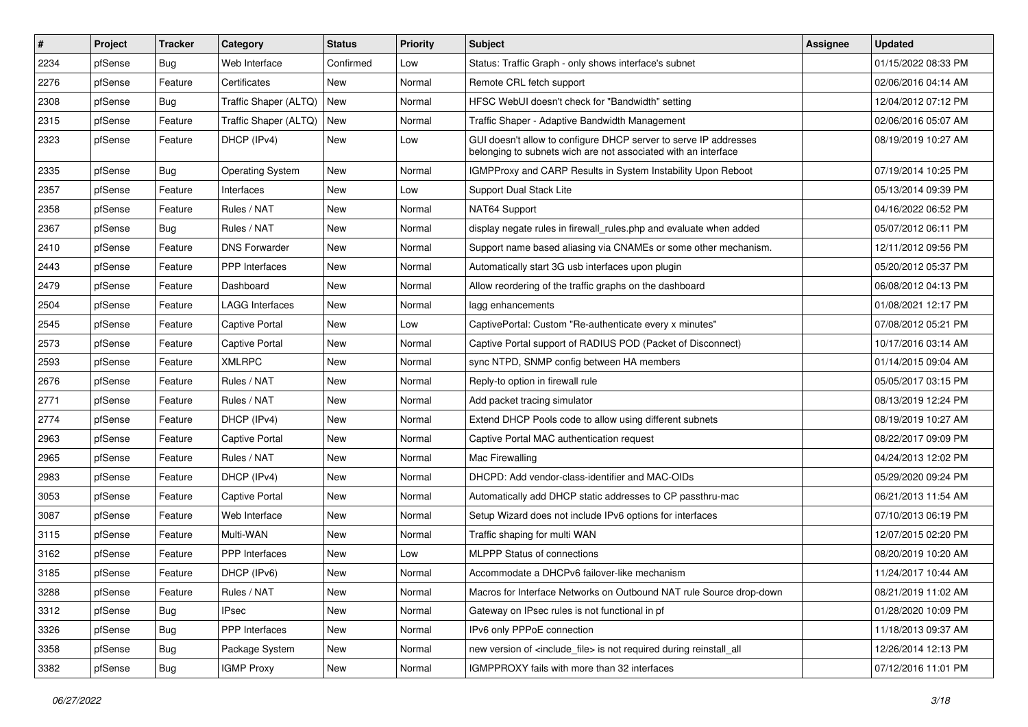| # | Project | Tracker | Category | Status | Priority | Subject | Assignee | Updated |
|---|---|---|---|---|---|---|---|---|
| 2234 | pfSense | Bug | Web Interface | Confirmed | Low | Status: Traffic Graph - only shows interface's subnet | | 01/15/2022 08:33 PM |
| 2276 | pfSense | Feature | Certificates | New | Normal | Remote CRL fetch support | | 02/06/2016 04:14 AM |
| 2308 | pfSense | Bug | Traffic Shaper (ALTQ) | New | Normal | HFSC WebUI doesn't check for "Bandwidth" setting | | 12/04/2012 07:12 PM |
| 2315 | pfSense | Feature | Traffic Shaper (ALTQ) | New | Normal | Traffic Shaper - Adaptive Bandwidth Management | | 02/06/2016 05:07 AM |
| 2323 | pfSense | Feature | DHCP (IPv4) | New | Low | GUI doesn't allow to configure DHCP server to serve IP addresses belonging to subnets wich are not associated with an interface | | 08/19/2019 10:27 AM |
| 2335 | pfSense | Bug | Operating System | New | Normal | IGMPProxy and CARP Results in System Instability Upon Reboot | | 07/19/2014 10:25 PM |
| 2357 | pfSense | Feature | Interfaces | New | Low | Support Dual Stack Lite | | 05/13/2014 09:39 PM |
| 2358 | pfSense | Feature | Rules / NAT | New | Normal | NAT64 Support | | 04/16/2022 06:52 PM |
| 2367 | pfSense | Bug | Rules / NAT | New | Normal | display negate rules in firewall_rules.php and evaluate when added | | 05/07/2012 06:11 PM |
| 2410 | pfSense | Feature | DNS Forwarder | New | Normal | Support name based aliasing via CNAMEs or some other mechanism. | | 12/11/2012 09:56 PM |
| 2443 | pfSense | Feature | PPP Interfaces | New | Normal | Automatically start 3G usb interfaces upon plugin | | 05/20/2012 05:37 PM |
| 2479 | pfSense | Feature | Dashboard | New | Normal | Allow reordering of the traffic graphs on the dashboard | | 06/08/2012 04:13 PM |
| 2504 | pfSense | Feature | LAGG Interfaces | New | Normal | lagg enhancements | | 01/08/2021 12:17 PM |
| 2545 | pfSense | Feature | Captive Portal | New | Low | CaptivePortal: Custom "Re-authenticate every x minutes" | | 07/08/2012 05:21 PM |
| 2573 | pfSense | Feature | Captive Portal | New | Normal | Captive Portal support of RADIUS POD (Packet of Disconnect) | | 10/17/2016 03:14 AM |
| 2593 | pfSense | Feature | XMLRPC | New | Normal | sync NTPD, SNMP config between HA members | | 01/14/2015 09:04 AM |
| 2676 | pfSense | Feature | Rules / NAT | New | Normal | Reply-to option in firewall rule | | 05/05/2017 03:15 PM |
| 2771 | pfSense | Feature | Rules / NAT | New | Normal | Add packet tracing simulator | | 08/13/2019 12:24 PM |
| 2774 | pfSense | Feature | DHCP (IPv4) | New | Normal | Extend DHCP Pools code to allow using different subnets | | 08/19/2019 10:27 AM |
| 2963 | pfSense | Feature | Captive Portal | New | Normal | Captive Portal MAC authentication request | | 08/22/2017 09:09 PM |
| 2965 | pfSense | Feature | Rules / NAT | New | Normal | Mac Firewalling | | 04/24/2013 12:02 PM |
| 2983 | pfSense | Feature | DHCP (IPv4) | New | Normal | DHCPD: Add vendor-class-identifier and MAC-OIDs | | 05/29/2020 09:24 PM |
| 3053 | pfSense | Feature | Captive Portal | New | Normal | Automatically add DHCP static addresses to CP passthru-mac | | 06/21/2013 11:54 AM |
| 3087 | pfSense | Feature | Web Interface | New | Normal | Setup Wizard does not include IPv6 options for interfaces | | 07/10/2013 06:19 PM |
| 3115 | pfSense | Feature | Multi-WAN | New | Normal | Traffic shaping for multi WAN | | 12/07/2015 02:20 PM |
| 3162 | pfSense | Feature | PPP Interfaces | New | Low | MLPPP Status of connections | | 08/20/2019 10:20 AM |
| 3185 | pfSense | Feature | DHCP (IPv6) | New | Normal | Accommodate a DHCPv6 failover-like mechanism | | 11/24/2017 10:44 AM |
| 3288 | pfSense | Feature | Rules / NAT | New | Normal | Macros for Interface Networks on Outbound NAT rule Source drop-down | | 08/21/2019 11:02 AM |
| 3312 | pfSense | Bug | IPsec | New | Normal | Gateway on IPsec rules is not functional in pf | | 01/28/2020 10:09 PM |
| 3326 | pfSense | Bug | PPP Interfaces | New | Normal | IPv6 only PPPoE connection | | 11/18/2013 09:37 AM |
| 3358 | pfSense | Bug | Package System | New | Normal | new version of <include_file> is not required during reinstall_all | | 12/26/2014 12:13 PM |
| 3382 | pfSense | Bug | IGMP Proxy | New | Normal | IGMPPROXY fails with more than 32 interfaces | | 07/12/2016 11:01 PM |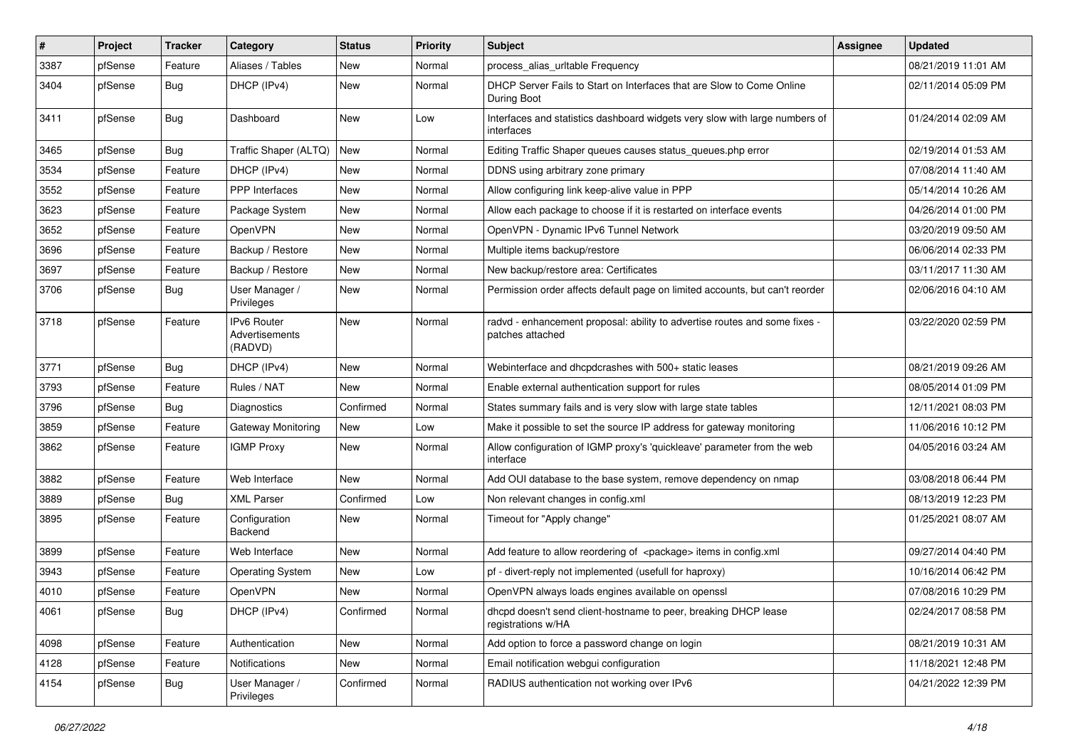| # | Project | Tracker | Category | Status | Priority | Subject | Assignee | Updated |
|---|---|---|---|---|---|---|---|---|
| 3387 | pfSense | Feature | Aliases / Tables | New | Normal | process_alias_urltable Frequency | | 08/21/2019 11:01 AM |
| 3404 | pfSense | Bug | DHCP (IPv4) | New | Normal | DHCP Server Fails to Start on Interfaces that are Slow to Come Online During Boot | | 02/11/2014 05:09 PM |
| 3411 | pfSense | Bug | Dashboard | New | Low | Interfaces and statistics dashboard widgets very slow with large numbers of interfaces | | 01/24/2014 02:09 AM |
| 3465 | pfSense | Bug | Traffic Shaper (ALTQ) | New | Normal | Editing Traffic Shaper queues causes status_queues.php error | | 02/19/2014 01:53 AM |
| 3534 | pfSense | Feature | DHCP (IPv4) | New | Normal | DDNS using arbitrary zone primary | | 07/08/2014 11:40 AM |
| 3552 | pfSense | Feature | PPP Interfaces | New | Normal | Allow configuring link keep-alive value in PPP | | 05/14/2014 10:26 AM |
| 3623 | pfSense | Feature | Package System | New | Normal | Allow each package to choose if it is restarted on interface events | | 04/26/2014 01:00 PM |
| 3652 | pfSense | Feature | OpenVPN | New | Normal | OpenVPN - Dynamic IPv6 Tunnel Network | | 03/20/2019 09:50 AM |
| 3696 | pfSense | Feature | Backup / Restore | New | Normal | Multiple items backup/restore | | 06/06/2014 02:33 PM |
| 3697 | pfSense | Feature | Backup / Restore | New | Normal | New backup/restore area: Certificates | | 03/11/2017 11:30 AM |
| 3706 | pfSense | Bug | User Manager / Privileges | New | Normal | Permission order affects default page on limited accounts, but can't reorder | | 02/06/2016 04:10 AM |
| 3718 | pfSense | Feature | IPv6 Router Advertisements (RADVD) | New | Normal | radvd - enhancement proposal: ability to advertise routes and some fixes - patches attached | | 03/22/2020 02:59 PM |
| 3771 | pfSense | Bug | DHCP (IPv4) | New | Normal | Webinterface and dhcpdcrashes with 500+ static leases | | 08/21/2019 09:26 AM |
| 3793 | pfSense | Feature | Rules / NAT | New | Normal | Enable external authentication support for rules | | 08/05/2014 01:09 PM |
| 3796 | pfSense | Bug | Diagnostics | Confirmed | Normal | States summary fails and is very slow with large state tables | | 12/11/2021 08:03 PM |
| 3859 | pfSense | Feature | Gateway Monitoring | New | Low | Make it possible to set the source IP address for gateway monitoring | | 11/06/2016 10:12 PM |
| 3862 | pfSense | Feature | IGMP Proxy | New | Normal | Allow configuration of IGMP proxy's 'quickleave' parameter from the web interface | | 04/05/2016 03:24 AM |
| 3882 | pfSense | Feature | Web Interface | New | Normal | Add OUI database to the base system, remove dependency on nmap | | 03/08/2018 06:44 PM |
| 3889 | pfSense | Bug | XML Parser | Confirmed | Low | Non relevant changes in config.xml | | 08/13/2019 12:23 PM |
| 3895 | pfSense | Feature | Configuration Backend | New | Normal | Timeout for "Apply change" | | 01/25/2021 08:07 AM |
| 3899 | pfSense | Feature | Web Interface | New | Normal | Add feature to allow reordering of <package> items in config.xml | | 09/27/2014 04:40 PM |
| 3943 | pfSense | Feature | Operating System | New | Low | pf - divert-reply not implemented (usefull for haproxy) | | 10/16/2014 06:42 PM |
| 4010 | pfSense | Feature | OpenVPN | New | Normal | OpenVPN always loads engines available on openssl | | 07/08/2016 10:29 PM |
| 4061 | pfSense | Bug | DHCP (IPv4) | Confirmed | Normal | dhcpd doesn't send client-hostname to peer, breaking DHCP lease registrations w/HA | | 02/24/2017 08:58 PM |
| 4098 | pfSense | Feature | Authentication | New | Normal | Add option to force a password change on login | | 08/21/2019 10:31 AM |
| 4128 | pfSense | Feature | Notifications | New | Normal | Email notification webgui configuration | | 11/18/2021 12:48 PM |
| 4154 | pfSense | Bug | User Manager / Privileges | Confirmed | Normal | RADIUS authentication not working over IPv6 | | 04/21/2022 12:39 PM |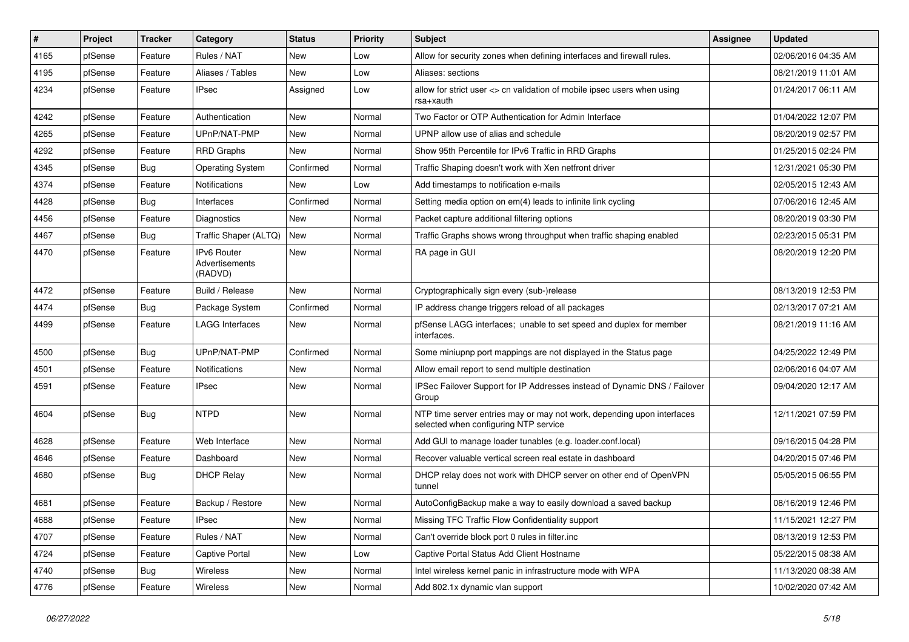| # | Project | Tracker | Category | Status | Priority | Subject | Assignee | Updated |
|---|---|---|---|---|---|---|---|---|
| 4165 | pfSense | Feature | Rules / NAT | New | Low | Allow for security zones when defining interfaces and firewall rules. | | 02/06/2016 04:35 AM |
| 4195 | pfSense | Feature | Aliases / Tables | New | Low | Aliases: sections | | 08/21/2019 11:01 AM |
| 4234 | pfSense | Feature | IPsec | Assigned | Low | allow for strict user <> cn validation of mobile ipsec users when using rsa+xauth | | 01/24/2017 06:11 AM |
| 4242 | pfSense | Feature | Authentication | New | Normal | Two Factor or OTP Authentication for Admin Interface | | 01/04/2022 12:07 PM |
| 4265 | pfSense | Feature | UPnP/NAT-PMP | New | Normal | UPNP allow use of alias and schedule | | 08/20/2019 02:57 PM |
| 4292 | pfSense | Feature | RRD Graphs | New | Normal | Show 95th Percentile for IPv6 Traffic in RRD Graphs | | 01/25/2015 02:24 PM |
| 4345 | pfSense | Bug | Operating System | Confirmed | Normal | Traffic Shaping doesn't work with Xen netfront driver | | 12/31/2021 05:30 PM |
| 4374 | pfSense | Feature | Notifications | New | Low | Add timestamps to notification e-mails | | 02/05/2015 12:43 AM |
| 4428 | pfSense | Bug | Interfaces | Confirmed | Normal | Setting media option on em(4) leads to infinite link cycling | | 07/06/2016 12:45 AM |
| 4456 | pfSense | Feature | Diagnostics | New | Normal | Packet capture additional filtering options | | 08/20/2019 03:30 PM |
| 4467 | pfSense | Bug | Traffic Shaper (ALTQ) | New | Normal | Traffic Graphs shows wrong throughput when traffic shaping enabled | | 02/23/2015 05:31 PM |
| 4470 | pfSense | Feature | IPv6 Router Advertisements (RADVD) | New | Normal | RA page in GUI | | 08/20/2019 12:20 PM |
| 4472 | pfSense | Feature | Build / Release | New | Normal | Cryptographically sign every (sub-)release | | 08/13/2019 12:53 PM |
| 4474 | pfSense | Bug | Package System | Confirmed | Normal | IP address change triggers reload of all packages | | 02/13/2017 07:21 AM |
| 4499 | pfSense | Feature | LAGG Interfaces | New | Normal | pfSense LAGG interfaces; unable to set speed and duplex for member interfaces. | | 08/21/2019 11:16 AM |
| 4500 | pfSense | Bug | UPnP/NAT-PMP | Confirmed | Normal | Some miniupnp port mappings are not displayed in the Status page | | 04/25/2022 12:49 PM |
| 4501 | pfSense | Feature | Notifications | New | Normal | Allow email report to send multiple destination | | 02/06/2016 04:07 AM |
| 4591 | pfSense | Feature | IPsec | New | Normal | IPSec Failover Support for IP Addresses instead of Dynamic DNS / Failover Group | | 09/04/2020 12:17 AM |
| 4604 | pfSense | Bug | NTPD | New | Normal | NTP time server entries may or may not work, depending upon interfaces selected when configuring NTP service | | 12/11/2021 07:59 PM |
| 4628 | pfSense | Feature | Web Interface | New | Normal | Add GUI to manage loader tunables (e.g. loader.conf.local) | | 09/16/2015 04:28 PM |
| 4646 | pfSense | Feature | Dashboard | New | Normal | Recover valuable vertical screen real estate in dashboard | | 04/20/2015 07:46 PM |
| 4680 | pfSense | Bug | DHCP Relay | New | Normal | DHCP relay does not work with DHCP server on other end of OpenVPN tunnel | | 05/05/2015 06:55 PM |
| 4681 | pfSense | Feature | Backup / Restore | New | Normal | AutoConfigBackup make a way to easily download a saved backup | | 08/16/2019 12:46 PM |
| 4688 | pfSense | Feature | IPsec | New | Normal | Missing TFC Traffic Flow Confidentiality support | | 11/15/2021 12:27 PM |
| 4707 | pfSense | Feature | Rules / NAT | New | Normal | Can't override block port 0 rules in filter.inc | | 08/13/2019 12:53 PM |
| 4724 | pfSense | Feature | Captive Portal | New | Low | Captive Portal Status Add Client Hostname | | 05/22/2015 08:38 AM |
| 4740 | pfSense | Bug | Wireless | New | Normal | Intel wireless kernel panic in infrastructure mode with WPA | | 11/13/2020 08:38 AM |
| 4776 | pfSense | Feature | Wireless | New | Normal | Add 802.1x dynamic vlan support | | 10/02/2020 07:42 AM |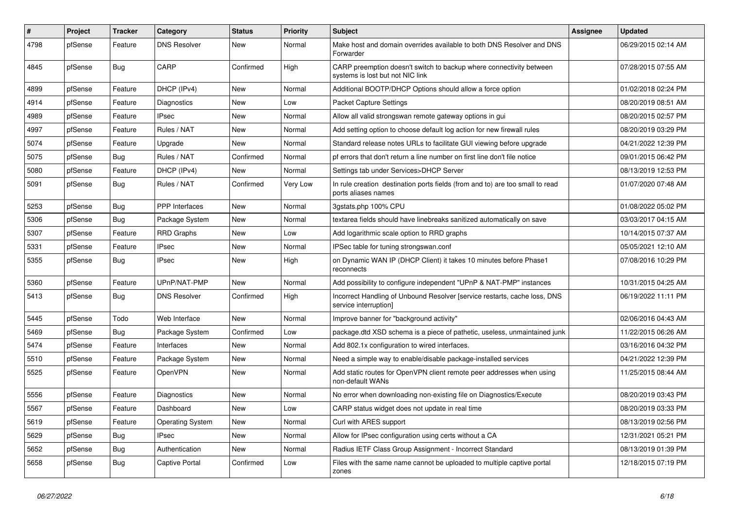| # | Project | Tracker | Category | Status | Priority | Subject | Assignee | Updated |
|---|---|---|---|---|---|---|---|---|
| 4798 | pfSense | Feature | DNS Resolver | New | Normal | Make host and domain overrides available to both DNS Resolver and DNS Forwarder | | 06/29/2015 02:14 AM |
| 4845 | pfSense | Bug | CARP | Confirmed | High | CARP preemption doesn't switch to backup where connectivity between systems is lost but not NIC link | | 07/28/2015 07:55 AM |
| 4899 | pfSense | Feature | DHCP (IPv4) | New | Normal | Additional BOOTP/DHCP Options should allow a force option | | 01/02/2018 02:24 PM |
| 4914 | pfSense | Feature | Diagnostics | New | Low | Packet Capture Settings | | 08/20/2019 08:51 AM |
| 4989 | pfSense | Feature | IPsec | New | Normal | Allow all valid strongswan remote gateway options in gui | | 08/20/2015 02:57 PM |
| 4997 | pfSense | Feature | Rules / NAT | New | Normal | Add setting option to choose default log action for new firewall rules | | 08/20/2019 03:29 PM |
| 5074 | pfSense | Feature | Upgrade | New | Normal | Standard release notes URLs to facilitate GUI viewing before upgrade | | 04/21/2022 12:39 PM |
| 5075 | pfSense | Bug | Rules / NAT | Confirmed | Normal | pf errors that don't return a line number on first line don't file notice | | 09/01/2015 06:42 PM |
| 5080 | pfSense | Feature | DHCP (IPv4) | New | Normal | Settings tab under Services>DHCP Server | | 08/13/2019 12:53 PM |
| 5091 | pfSense | Bug | Rules / NAT | Confirmed | Very Low | In rule creation destination ports fields (from and to) are too small to read ports aliases names | | 01/07/2020 07:48 AM |
| 5253 | pfSense | Bug | PPP Interfaces | New | Normal | 3gstats.php 100% CPU | | 01/08/2022 05:02 PM |
| 5306 | pfSense | Bug | Package System | New | Normal | textarea fields should have linebreaks sanitized automatically on save | | 03/03/2017 04:15 AM |
| 5307 | pfSense | Feature | RRD Graphs | New | Low | Add logarithmic scale option to RRD graphs | | 10/14/2015 07:37 AM |
| 5331 | pfSense | Feature | IPsec | New | Normal | IPSec table for tuning strongswan.conf | | 05/05/2021 12:10 AM |
| 5355 | pfSense | Bug | IPsec | New | High | on Dynamic WAN IP (DHCP Client) it takes 10 minutes before Phase1 reconnects | | 07/08/2016 10:29 PM |
| 5360 | pfSense | Feature | UPnP/NAT-PMP | New | Normal | Add possibility to configure independent "UPnP & NAT-PMP" instances | | 10/31/2015 04:25 AM |
| 5413 | pfSense | Bug | DNS Resolver | Confirmed | High | Incorrect Handling of Unbound Resolver [service restarts, cache loss, DNS service interruption] | | 06/19/2022 11:11 PM |
| 5445 | pfSense | Todo | Web Interface | New | Normal | Improve banner for "background activity" | | 02/06/2016 04:43 AM |
| 5469 | pfSense | Bug | Package System | Confirmed | Low | package.dtd XSD schema is a piece of pathetic, useless, unmaintained junk | | 11/22/2015 06:26 AM |
| 5474 | pfSense | Feature | Interfaces | New | Normal | Add 802.1x configuration to wired interfaces. | | 03/16/2016 04:32 PM |
| 5510 | pfSense | Feature | Package System | New | Normal | Need a simple way to enable/disable package-installed services | | 04/21/2022 12:39 PM |
| 5525 | pfSense | Feature | OpenVPN | New | Normal | Add static routes for OpenVPN client remote peer addresses when using non-default WANs | | 11/25/2015 08:44 AM |
| 5556 | pfSense | Feature | Diagnostics | New | Normal | No error when downloading non-existing file on Diagnostics/Execute | | 08/20/2019 03:43 PM |
| 5567 | pfSense | Feature | Dashboard | New | Low | CARP status widget does not update in real time | | 08/20/2019 03:33 PM |
| 5619 | pfSense | Feature | Operating System | New | Normal | Curl with ARES support | | 08/13/2019 02:56 PM |
| 5629 | pfSense | Bug | IPsec | New | Normal | Allow for IPsec configuration using certs without a CA | | 12/31/2021 05:21 PM |
| 5652 | pfSense | Bug | Authentication | New | Normal | Radius IETF Class Group Assignment - Incorrect Standard | | 08/13/2019 01:39 PM |
| 5658 | pfSense | Bug | Captive Portal | Confirmed | Low | Files with the same name cannot be uploaded to multiple captive portal zones | | 12/18/2015 07:19 PM |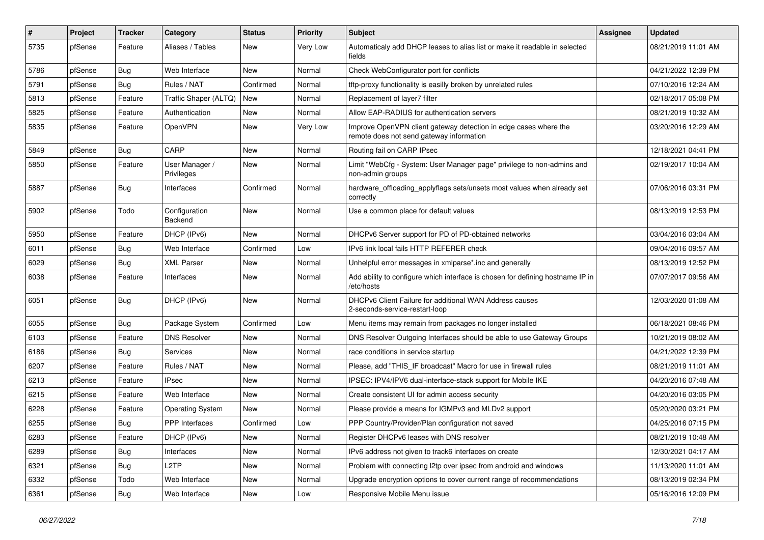| # | Project | Tracker | Category | Status | Priority | Subject | Assignee | Updated |
|---|---|---|---|---|---|---|---|---|
| 5735 | pfSense | Feature | Aliases / Tables | New | Very Low | Automaticaly add DHCP leases to alias list or make it readable in selected fields | | 08/21/2019 11:01 AM |
| 5786 | pfSense | Bug | Web Interface | New | Normal | Check WebConfigurator port for conflicts | | 04/21/2022 12:39 PM |
| 5791 | pfSense | Bug | Rules / NAT | Confirmed | Normal | tftp-proxy functionality is easilly broken by unrelated rules | | 07/10/2016 12:24 AM |
| 5813 | pfSense | Feature | Traffic Shaper (ALTQ) | New | Normal | Replacement of layer7 filter | | 02/18/2017 05:08 PM |
| 5825 | pfSense | Feature | Authentication | New | Normal | Allow EAP-RADIUS for authentication servers | | 08/21/2019 10:32 AM |
| 5835 | pfSense | Feature | OpenVPN | New | Very Low | Improve OpenVPN client gateway detection in edge cases where the remote does not send gateway information | | 03/20/2016 12:29 AM |
| 5849 | pfSense | Bug | CARP | New | Normal | Routing fail on CARP IPsec | | 12/18/2021 04:41 PM |
| 5850 | pfSense | Feature | User Manager / Privileges | New | Normal | Limit "WebCfg - System: User Manager page" privilege to non-admins and non-admin groups | | 02/19/2017 10:04 AM |
| 5887 | pfSense | Bug | Interfaces | Confirmed | Normal | hardware_offloading_applyflags sets/unsets most values when already set correctly | | 07/06/2016 03:31 PM |
| 5902 | pfSense | Todo | Configuration Backend | New | Normal | Use a common place for default values | | 08/13/2019 12:53 PM |
| 5950 | pfSense | Feature | DHCP (IPv6) | New | Normal | DHCPv6 Server support for PD of PD-obtained networks | | 03/04/2016 03:04 AM |
| 6011 | pfSense | Bug | Web Interface | Confirmed | Low | IPv6 link local fails HTTP REFERER check | | 09/04/2016 09:57 AM |
| 6029 | pfSense | Bug | XML Parser | New | Normal | Unhelpful error messages in xmlparse*.inc and generally | | 08/13/2019 12:52 PM |
| 6038 | pfSense | Feature | Interfaces | New | Normal | Add ability to configure which interface is chosen for defining hostname IP in /etc/hosts | | 07/07/2017 09:56 AM |
| 6051 | pfSense | Bug | DHCP (IPv6) | New | Normal | DHCPv6 Client Failure for additional WAN Address causes 2-seconds-service-restart-loop | | 12/03/2020 01:08 AM |
| 6055 | pfSense | Bug | Package System | Confirmed | Low | Menu items may remain from packages no longer installed | | 06/18/2021 08:46 PM |
| 6103 | pfSense | Feature | DNS Resolver | New | Normal | DNS Resolver Outgoing Interfaces should be able to use Gateway Groups | | 10/21/2019 08:02 AM |
| 6186 | pfSense | Bug | Services | New | Normal | race conditions in service startup | | 04/21/2022 12:39 PM |
| 6207 | pfSense | Feature | Rules / NAT | New | Normal | Please, add "THIS_IF broadcast" Macro for use in firewall rules | | 08/21/2019 11:01 AM |
| 6213 | pfSense | Feature | IPsec | New | Normal | IPSEC: IPV4/IPV6 dual-interface-stack support for Mobile IKE | | 04/20/2016 07:48 AM |
| 6215 | pfSense | Feature | Web Interface | New | Normal | Create consistent UI for admin access security | | 04/20/2016 03:05 PM |
| 6228 | pfSense | Feature | Operating System | New | Normal | Please provide a means for IGMPv3 and MLDv2 support | | 05/20/2020 03:21 PM |
| 6255 | pfSense | Bug | PPP Interfaces | Confirmed | Low | PPP Country/Provider/Plan configuration not saved | | 04/25/2016 07:15 PM |
| 6283 | pfSense | Feature | DHCP (IPv6) | New | Normal | Register DHCPv6 leases with DNS resolver | | 08/21/2019 10:48 AM |
| 6289 | pfSense | Bug | Interfaces | New | Normal | IPv6 address not given to track6 interfaces on create | | 12/30/2021 04:17 AM |
| 6321 | pfSense | Bug | L2TP | New | Normal | Problem with connecting l2tp over ipsec from android and windows | | 11/13/2020 11:01 AM |
| 6332 | pfSense | Todo | Web Interface | New | Normal | Upgrade encryption options to cover current range of recommendations | | 08/13/2019 02:34 PM |
| 6361 | pfSense | Bug | Web Interface | New | Low | Responsive Mobile Menu issue | | 05/16/2016 12:09 PM |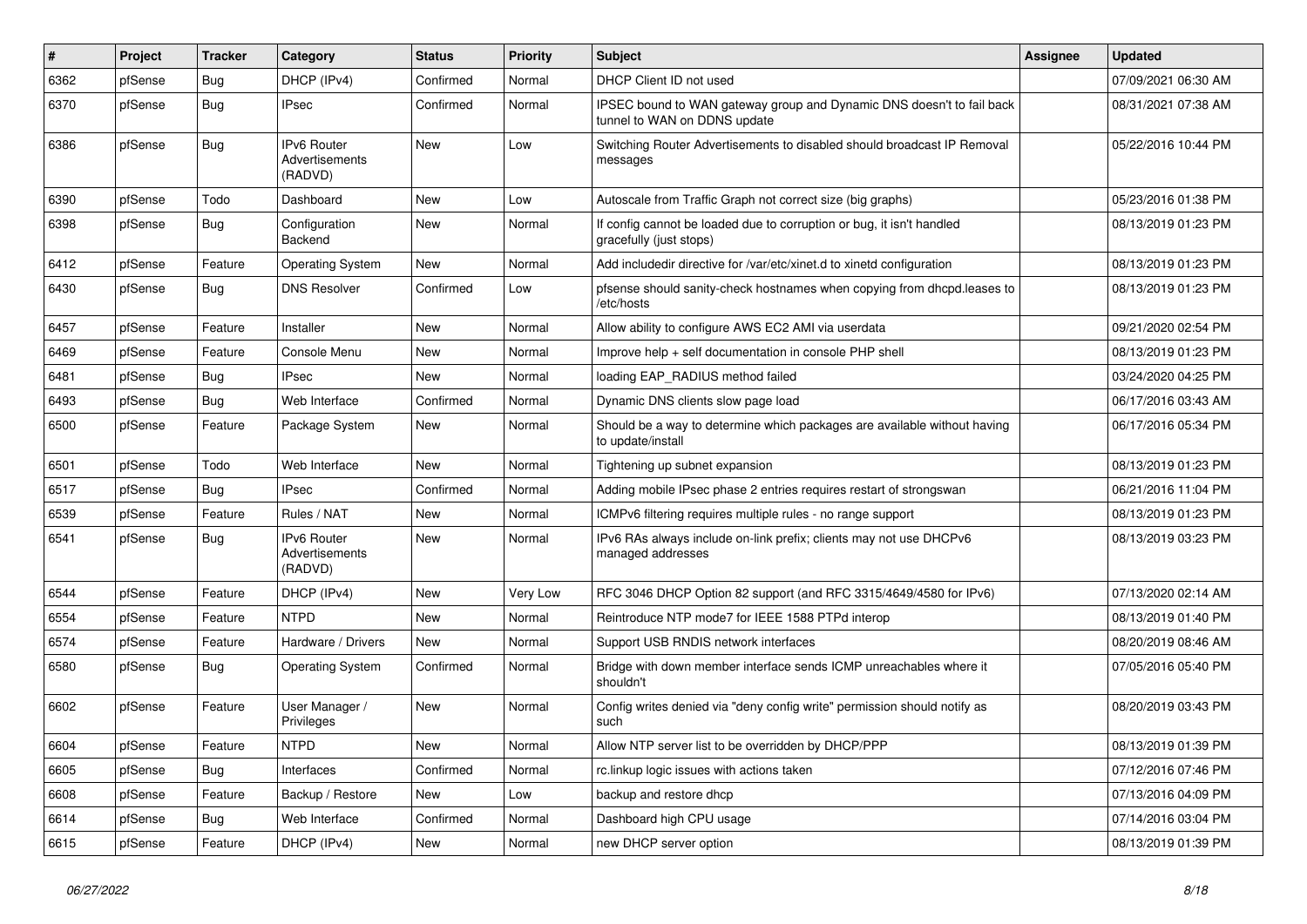| # | Project | Tracker | Category | Status | Priority | Subject | Assignee | Updated |
|---|---|---|---|---|---|---|---|---|
| 6362 | pfSense | Bug | DHCP (IPv4) | Confirmed | Normal | DHCP Client ID not used | | 07/09/2021 06:30 AM |
| 6370 | pfSense | Bug | IPsec | Confirmed | Normal | IPSEC bound to WAN gateway group and Dynamic DNS doesn't to fail back tunnel to WAN on DDNS update | | 08/31/2021 07:38 AM |
| 6386 | pfSense | Bug | IPv6 Router Advertisements (RADVD) | New | Low | Switching Router Advertisements to disabled should broadcast IP Removal messages | | 05/22/2016 10:44 PM |
| 6390 | pfSense | Todo | Dashboard | New | Low | Autoscale from Traffic Graph not correct size (big graphs) | | 05/23/2016 01:38 PM |
| 6398 | pfSense | Bug | Configuration Backend | New | Normal | If config cannot be loaded due to corruption or bug, it isn't handled gracefully (just stops) | | 08/13/2019 01:23 PM |
| 6412 | pfSense | Feature | Operating System | New | Normal | Add includedir directive for /var/etc/xinet.d to xinetd configuration | | 08/13/2019 01:23 PM |
| 6430 | pfSense | Bug | DNS Resolver | Confirmed | Low | pfsense should sanity-check hostnames when copying from dhcpd.leases to /etc/hosts | | 08/13/2019 01:23 PM |
| 6457 | pfSense | Feature | Installer | New | Normal | Allow ability to configure AWS EC2 AMI via userdata | | 09/21/2020 02:54 PM |
| 6469 | pfSense | Feature | Console Menu | New | Normal | Improve help + self documentation in console PHP shell | | 08/13/2019 01:23 PM |
| 6481 | pfSense | Bug | IPsec | New | Normal | loading EAP_RADIUS method failed | | 03/24/2020 04:25 PM |
| 6493 | pfSense | Bug | Web Interface | Confirmed | Normal | Dynamic DNS clients slow page load | | 06/17/2016 03:43 AM |
| 6500 | pfSense | Feature | Package System | New | Normal | Should be a way to determine which packages are available without having to update/install | | 06/17/2016 05:34 PM |
| 6501 | pfSense | Todo | Web Interface | New | Normal | Tightening up subnet expansion | | 08/13/2019 01:23 PM |
| 6517 | pfSense | Bug | IPsec | Confirmed | Normal | Adding mobile IPsec phase 2 entries requires restart of strongswan | | 06/21/2016 11:04 PM |
| 6539 | pfSense | Feature | Rules / NAT | New | Normal | ICMPv6 filtering requires multiple rules - no range support | | 08/13/2019 01:23 PM |
| 6541 | pfSense | Bug | IPv6 Router Advertisements (RADVD) | New | Normal | IPv6 RAs always include on-link prefix; clients may not use DHCPv6 managed addresses | | 08/13/2019 03:23 PM |
| 6544 | pfSense | Feature | DHCP (IPv4) | New | Very Low | RFC 3046 DHCP Option 82 support (and RFC 3315/4649/4580 for IPv6) | | 07/13/2020 02:14 AM |
| 6554 | pfSense | Feature | NTPD | New | Normal | Reintroduce NTP mode7 for IEEE 1588 PTPd interop | | 08/13/2019 01:40 PM |
| 6574 | pfSense | Feature | Hardware / Drivers | New | Normal | Support USB RNDIS network interfaces | | 08/20/2019 08:46 AM |
| 6580 | pfSense | Bug | Operating System | Confirmed | Normal | Bridge with down member interface sends ICMP unreachables where it shouldn't | | 07/05/2016 05:40 PM |
| 6602 | pfSense | Feature | User Manager / Privileges | New | Normal | Config writes denied via "deny config write" permission should notify as such | | 08/20/2019 03:43 PM |
| 6604 | pfSense | Feature | NTPD | New | Normal | Allow NTP server list to be overridden by DHCP/PPP | | 08/13/2019 01:39 PM |
| 6605 | pfSense | Bug | Interfaces | Confirmed | Normal | rc.linkup logic issues with actions taken | | 07/12/2016 07:46 PM |
| 6608 | pfSense | Feature | Backup / Restore | New | Low | backup and restore dhcp | | 07/13/2016 04:09 PM |
| 6614 | pfSense | Bug | Web Interface | Confirmed | Normal | Dashboard high CPU usage | | 07/14/2016 03:04 PM |
| 6615 | pfSense | Feature | DHCP (IPv4) | New | Normal | new DHCP server option | | 08/13/2019 01:39 PM |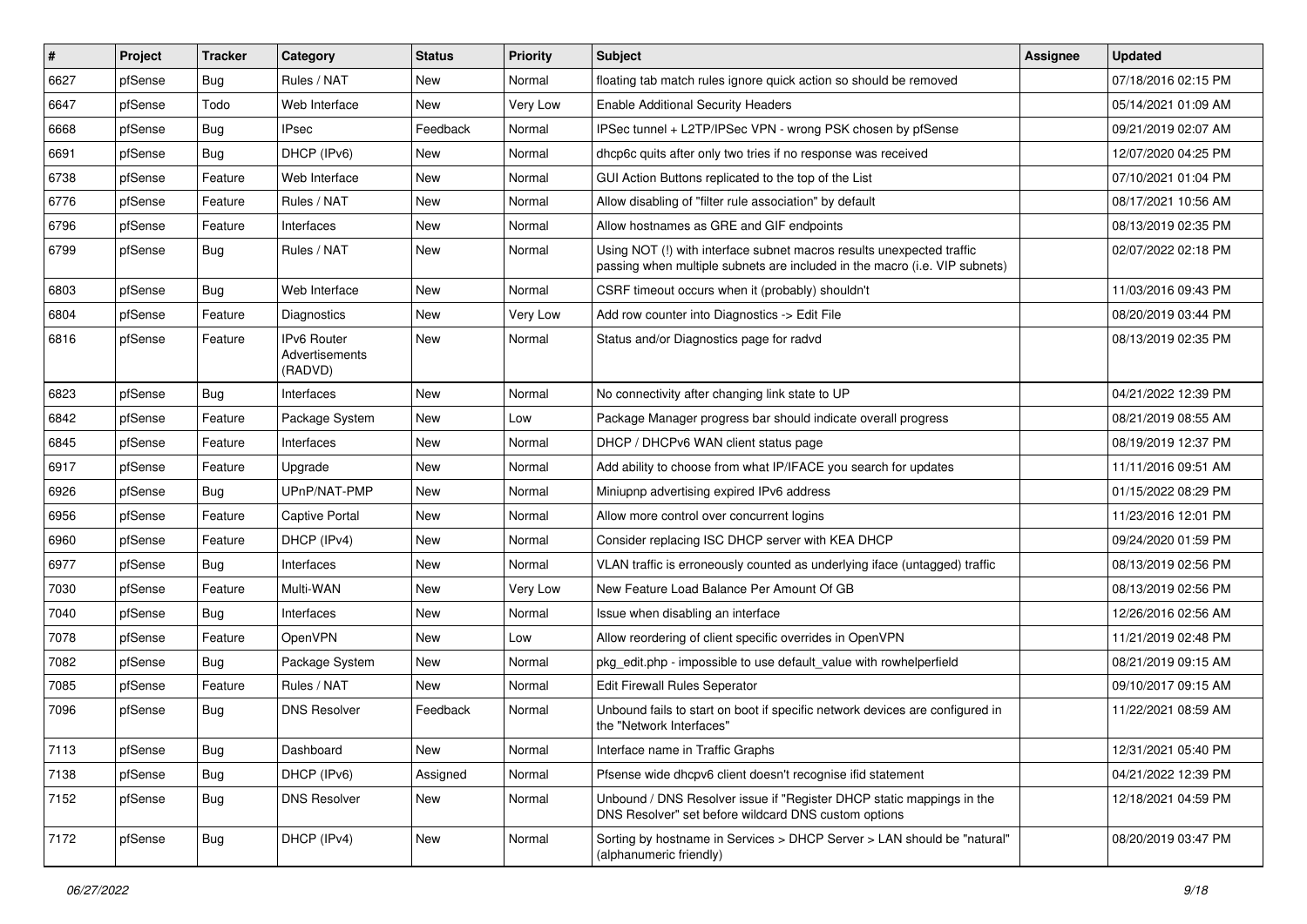| # | Project | Tracker | Category | Status | Priority | Subject | Assignee | Updated |
|---|---|---|---|---|---|---|---|---|
| 6627 | pfSense | Bug | Rules / NAT | New | Normal | floating tab match rules ignore quick action so should be removed | | 07/18/2016 02:15 PM |
| 6647 | pfSense | Todo | Web Interface | New | Very Low | Enable Additional Security Headers | | 05/14/2021 01:09 AM |
| 6668 | pfSense | Bug | IPsec | Feedback | Normal | IPSec tunnel + L2TP/IPSec VPN - wrong PSK chosen by pfSense | | 09/21/2019 02:07 AM |
| 6691 | pfSense | Bug | DHCP (IPv6) | New | Normal | dhcp6c quits after only two tries if no response was received | | 12/07/2020 04:25 PM |
| 6738 | pfSense | Feature | Web Interface | New | Normal | GUI Action Buttons replicated to the top of the List | | 07/10/2021 01:04 PM |
| 6776 | pfSense | Feature | Rules / NAT | New | Normal | Allow disabling of "filter rule association" by default | | 08/17/2021 10:56 AM |
| 6796 | pfSense | Feature | Interfaces | New | Normal | Allow hostnames as GRE and GIF endpoints | | 08/13/2019 02:35 PM |
| 6799 | pfSense | Bug | Rules / NAT | New | Normal | Using NOT (!) with interface subnet macros results unexpected traffic passing when multiple subnets are included in the macro (i.e. VIP subnets) | | 02/07/2022 02:18 PM |
| 6803 | pfSense | Bug | Web Interface | New | Normal | CSRF timeout occurs when it (probably) shouldn't | | 11/03/2016 09:43 PM |
| 6804 | pfSense | Feature | Diagnostics | New | Very Low | Add row counter into Diagnostics -> Edit File | | 08/20/2019 03:44 PM |
| 6816 | pfSense | Feature | IPv6 Router Advertisements (RADVD) | New | Normal | Status and/or Diagnostics page for radvd | | 08/13/2019 02:35 PM |
| 6823 | pfSense | Bug | Interfaces | New | Normal | No connectivity after changing link state to UP | | 04/21/2022 12:39 PM |
| 6842 | pfSense | Feature | Package System | New | Low | Package Manager progress bar should indicate overall progress | | 08/21/2019 08:55 AM |
| 6845 | pfSense | Feature | Interfaces | New | Normal | DHCP / DHCPv6 WAN client status page | | 08/19/2019 12:37 PM |
| 6917 | pfSense | Feature | Upgrade | New | Normal | Add ability to choose from what IP/IFACE you search for updates | | 11/11/2016 09:51 AM |
| 6926 | pfSense | Bug | UPnP/NAT-PMP | New | Normal | Miniupnp advertising expired IPv6 address | | 01/15/2022 08:29 PM |
| 6956 | pfSense | Feature | Captive Portal | New | Normal | Allow more control over concurrent logins | | 11/23/2016 12:01 PM |
| 6960 | pfSense | Feature | DHCP (IPv4) | New | Normal | Consider replacing ISC DHCP server with KEA DHCP | | 09/24/2020 01:59 PM |
| 6977 | pfSense | Bug | Interfaces | New | Normal | VLAN traffic is erroneously counted as underlying iface (untagged) traffic | | 08/13/2019 02:56 PM |
| 7030 | pfSense | Feature | Multi-WAN | New | Very Low | New Feature Load Balance Per Amount Of GB | | 08/13/2019 02:56 PM |
| 7040 | pfSense | Bug | Interfaces | New | Normal | Issue when disabling an interface | | 12/26/2016 02:56 AM |
| 7078 | pfSense | Feature | OpenVPN | New | Low | Allow reordering of client specific overrides in OpenVPN | | 11/21/2019 02:48 PM |
| 7082 | pfSense | Bug | Package System | New | Normal | pkg_edit.php - impossible to use default_value with rowhelperfield | | 08/21/2019 09:15 AM |
| 7085 | pfSense | Feature | Rules / NAT | New | Normal | Edit Firewall Rules Seperator | | 09/10/2017 09:15 AM |
| 7096 | pfSense | Bug | DNS Resolver | Feedback | Normal | Unbound fails to start on boot if specific network devices are configured in the "Network Interfaces" | | 11/22/2021 08:59 AM |
| 7113 | pfSense | Bug | Dashboard | New | Normal | Interface name in Traffic Graphs | | 12/31/2021 05:40 PM |
| 7138 | pfSense | Bug | DHCP (IPv6) | Assigned | Normal | Pfsense wide dhcpv6 client doesn't recognise ifid statement | | 04/21/2022 12:39 PM |
| 7152 | pfSense | Bug | DNS Resolver | New | Normal | Unbound / DNS Resolver issue if "Register DHCP static mappings in the DNS Resolver" set before wildcard DNS custom options | | 12/18/2021 04:59 PM |
| 7172 | pfSense | Bug | DHCP (IPv4) | New | Normal | Sorting by hostname in Services > DHCP Server > LAN should be "natural" (alphanumeric friendly) | | 08/20/2019 03:47 PM |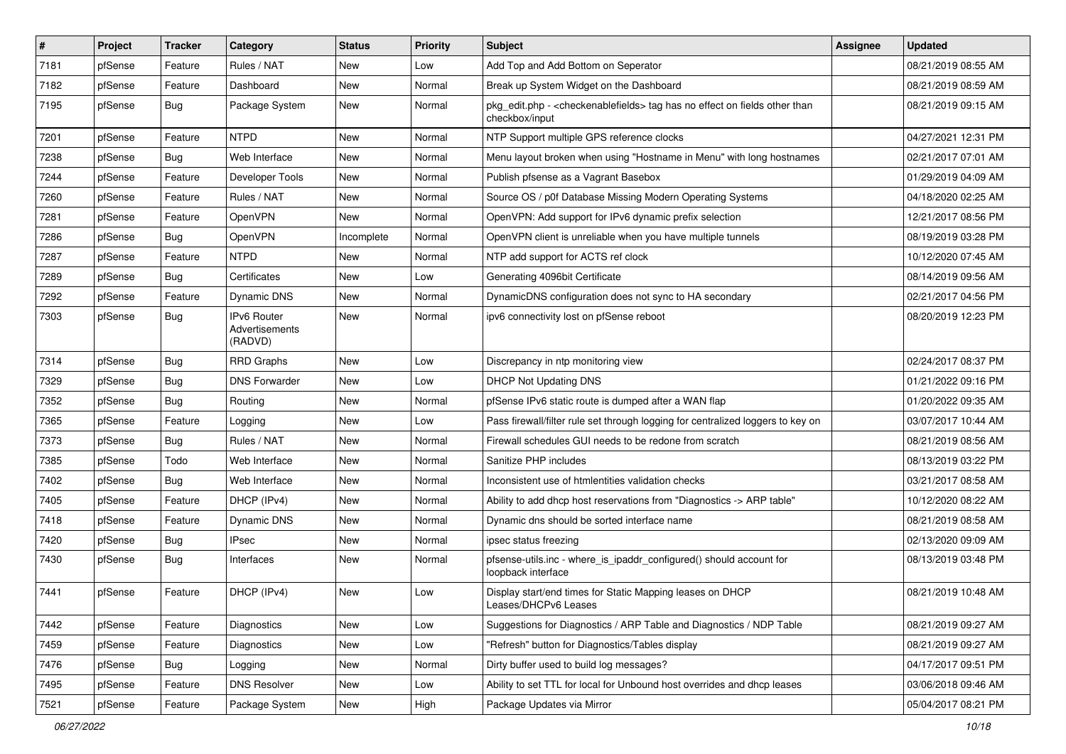| # | Project | Tracker | Category | Status | Priority | Subject | Assignee | Updated |
|---|---|---|---|---|---|---|---|---|
| 7181 | pfSense | Feature | Rules / NAT | New | Low | Add Top and Add Bottom on Seperator | | 08/21/2019 08:55 AM |
| 7182 | pfSense | Feature | Dashboard | New | Normal | Break up System Widget on the Dashboard | | 08/21/2019 08:59 AM |
| 7195 | pfSense | Bug | Package System | New | Normal | pkg_edit.php - <checkenablefields> tag has no effect on fields other than checkbox/input | | 08/21/2019 09:15 AM |
| 7201 | pfSense | Feature | NTPD | New | Normal | NTP Support multiple GPS reference clocks | | 04/27/2021 12:31 PM |
| 7238 | pfSense | Bug | Web Interface | New | Normal | Menu layout broken when using "Hostname in Menu" with long hostnames | | 02/21/2017 07:01 AM |
| 7244 | pfSense | Feature | Developer Tools | New | Normal | Publish pfsense as a Vagrant Basebox | | 01/29/2019 04:09 AM |
| 7260 | pfSense | Feature | Rules / NAT | New | Normal | Source OS / p0f Database Missing Modern Operating Systems | | 04/18/2020 02:25 AM |
| 7281 | pfSense | Feature | OpenVPN | New | Normal | OpenVPN: Add support for IPv6 dynamic prefix selection | | 12/21/2017 08:56 PM |
| 7286 | pfSense | Bug | OpenVPN | Incomplete | Normal | OpenVPN client is unreliable when you have multiple tunnels | | 08/19/2019 03:28 PM |
| 7287 | pfSense | Feature | NTPD | New | Normal | NTP add support for ACTS ref clock | | 10/12/2020 07:45 AM |
| 7289 | pfSense | Bug | Certificates | New | Low | Generating 4096bit Certificate | | 08/14/2019 09:56 AM |
| 7292 | pfSense | Feature | Dynamic DNS | New | Normal | DynamicDNS configuration does not sync to HA secondary | | 02/21/2017 04:56 PM |
| 7303 | pfSense | Bug | IPv6 Router Advertisements (RADVD) | New | Normal | ipv6 connectivity lost on pfSense reboot | | 08/20/2019 12:23 PM |
| 7314 | pfSense | Bug | RRD Graphs | New | Low | Discrepancy in ntp monitoring view | | 02/24/2017 08:37 PM |
| 7329 | pfSense | Bug | DNS Forwarder | New | Low | DHCP Not Updating DNS | | 01/21/2022 09:16 PM |
| 7352 | pfSense | Bug | Routing | New | Normal | pfSense IPv6 static route is dumped after a WAN flap | | 01/20/2022 09:35 AM |
| 7365 | pfSense | Feature | Logging | New | Low | Pass firewall/filter rule set through logging for centralized loggers to key on | | 03/07/2017 10:44 AM |
| 7373 | pfSense | Bug | Rules / NAT | New | Normal | Firewall schedules GUI needs to be redone from scratch | | 08/21/2019 08:56 AM |
| 7385 | pfSense | Todo | Web Interface | New | Normal | Sanitize PHP includes | | 08/13/2019 03:22 PM |
| 7402 | pfSense | Bug | Web Interface | New | Normal | Inconsistent use of htmlentities validation checks | | 03/21/2017 08:58 AM |
| 7405 | pfSense | Feature | DHCP (IPv4) | New | Normal | Ability to add dhcp host reservations from "Diagnostics -> ARP table" | | 10/12/2020 08:22 AM |
| 7418 | pfSense | Feature | Dynamic DNS | New | Normal | Dynamic dns should be sorted interface name | | 08/21/2019 08:58 AM |
| 7420 | pfSense | Bug | IPsec | New | Normal | ipsec status freezing | | 02/13/2020 09:09 AM |
| 7430 | pfSense | Bug | Interfaces | New | Normal | pfsense-utils.inc - where_is_ipaddr_configured() should account for loopback interface | | 08/13/2019 03:48 PM |
| 7441 | pfSense | Feature | DHCP (IPv4) | New | Low | Display start/end times for Static Mapping leases on DHCP Leases/DHCPv6 Leases | | 08/21/2019 10:48 AM |
| 7442 | pfSense | Feature | Diagnostics | New | Low | Suggestions for Diagnostics / ARP Table and Diagnostics / NDP Table | | 08/21/2019 09:27 AM |
| 7459 | pfSense | Feature | Diagnostics | New | Low | "Refresh" button for Diagnostics/Tables display | | 08/21/2019 09:27 AM |
| 7476 | pfSense | Bug | Logging | New | Normal | Dirty buffer used to build log messages? | | 04/17/2017 09:51 PM |
| 7495 | pfSense | Feature | DNS Resolver | New | Low | Ability to set TTL for local for Unbound host overrides and dhcp leases | | 03/06/2018 09:46 AM |
| 7521 | pfSense | Feature | Package System | New | High | Package Updates via Mirror | | 05/04/2017 08:21 PM |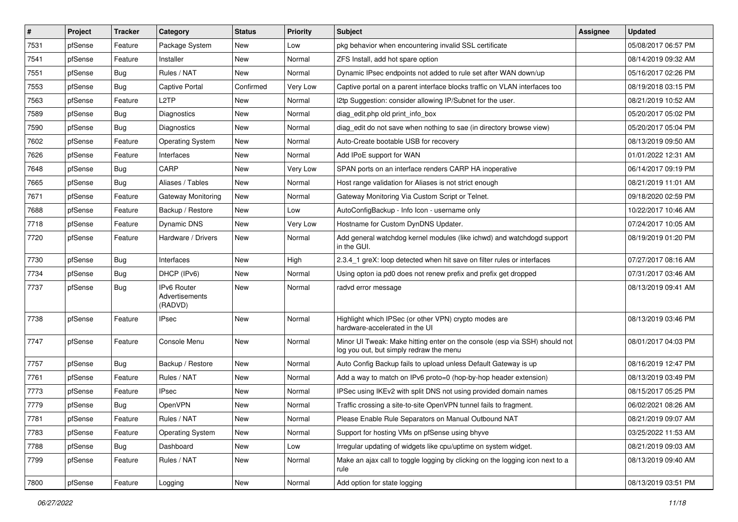| # | Project | Tracker | Category | Status | Priority | Subject | Assignee | Updated |
|---|---|---|---|---|---|---|---|---|
| 7531 | pfSense | Feature | Package System | New | Low | pkg behavior when encountering invalid SSL certificate | | 05/08/2017 06:57 PM |
| 7541 | pfSense | Feature | Installer | New | Normal | ZFS Install, add hot spare option | | 08/14/2019 09:32 AM |
| 7551 | pfSense | Bug | Rules / NAT | New | Normal | Dynamic IPsec endpoints not added to rule set after WAN down/up | | 05/16/2017 02:26 PM |
| 7553 | pfSense | Bug | Captive Portal | Confirmed | Very Low | Captive portal on a parent interface blocks traffic on VLAN interfaces too | | 08/19/2018 03:15 PM |
| 7563 | pfSense | Feature | L2TP | New | Normal | l2tp Suggestion: consider allowing IP/Subnet for the user. | | 08/21/2019 10:52 AM |
| 7589 | pfSense | Bug | Diagnostics | New | Normal | diag_edit.php old print_info_box | | 05/20/2017 05:02 PM |
| 7590 | pfSense | Bug | Diagnostics | New | Normal | diag_edit do not save when nothing to sae (in directory browse view) | | 05/20/2017 05:04 PM |
| 7602 | pfSense | Feature | Operating System | New | Normal | Auto-Create bootable USB for recovery | | 08/13/2019 09:50 AM |
| 7626 | pfSense | Feature | Interfaces | New | Normal | Add IPoE support for WAN | | 01/01/2022 12:31 AM |
| 7648 | pfSense | Bug | CARP | New | Very Low | SPAN ports on an interface renders CARP HA inoperative | | 06/14/2017 09:19 PM |
| 7665 | pfSense | Bug | Aliases / Tables | New | Normal | Host range validation for Aliases is not strict enough | | 08/21/2019 11:01 AM |
| 7671 | pfSense | Feature | Gateway Monitoring | New | Normal | Gateway Monitoring Via Custom Script or Telnet. | | 09/18/2020 02:59 PM |
| 7688 | pfSense | Feature | Backup / Restore | New | Low | AutoConfigBackup - Info Icon - username only | | 10/22/2017 10:46 AM |
| 7718 | pfSense | Feature | Dynamic DNS | New | Very Low | Hostname for Custom DynDNS Updater. | | 07/24/2017 10:05 AM |
| 7720 | pfSense | Feature | Hardware / Drivers | New | Normal | Add general watchdog kernel modules (like ichwd) and watchdogd support in the GUI. | | 08/19/2019 01:20 PM |
| 7730 | pfSense | Bug | Interfaces | New | High | 2.3.4_1 greX: loop detected when hit save on filter rules or interfaces | | 07/27/2017 08:16 AM |
| 7734 | pfSense | Bug | DHCP (IPv6) | New | Normal | Using opton ia pd0 does not renew prefix and prefix get dropped | | 07/31/2017 03:46 AM |
| 7737 | pfSense | Bug | IPv6 Router Advertisements (RADVD) | New | Normal | radvd error message | | 08/13/2019 09:41 AM |
| 7738 | pfSense | Feature | IPsec | New | Normal | Highlight which IPSec (or other VPN) crypto modes are hardware-accelerated in the UI | | 08/13/2019 03:46 PM |
| 7747 | pfSense | Feature | Console Menu | New | Normal | Minor UI Tweak: Make hitting enter on the console (esp via SSH) should not log you out, but simply redraw the menu | | 08/01/2017 04:03 PM |
| 7757 | pfSense | Bug | Backup / Restore | New | Normal | Auto Config Backup fails to upload unless Default Gateway is up | | 08/16/2019 12:47 PM |
| 7761 | pfSense | Feature | Rules / NAT | New | Normal | Add a way to match on IPv6 proto=0 (hop-by-hop header extension) | | 08/13/2019 03:49 PM |
| 7773 | pfSense | Feature | IPsec | New | Normal | IPSec using IKEv2 with split DNS not using provided domain names | | 08/15/2017 05:25 PM |
| 7779 | pfSense | Bug | OpenVPN | New | Normal | Traffic crossing a site-to-site OpenVPN tunnel fails to fragment. | | 06/02/2021 08:26 AM |
| 7781 | pfSense | Feature | Rules / NAT | New | Normal | Please Enable Rule Separators on Manual Outbound NAT | | 08/21/2019 09:07 AM |
| 7783 | pfSense | Feature | Operating System | New | Normal | Support for hosting VMs on pfSense using bhyve | | 03/25/2022 11:53 AM |
| 7788 | pfSense | Bug | Dashboard | New | Low | Irregular updating of widgets like cpu/uptime on system widget. | | 08/21/2019 09:03 AM |
| 7799 | pfSense | Feature | Rules / NAT | New | Normal | Make an ajax call to toggle logging by clicking on the logging icon next to a rule | | 08/13/2019 09:40 AM |
| 7800 | pfSense | Feature | Logging | New | Normal | Add option for state logging | | 08/13/2019 03:51 PM |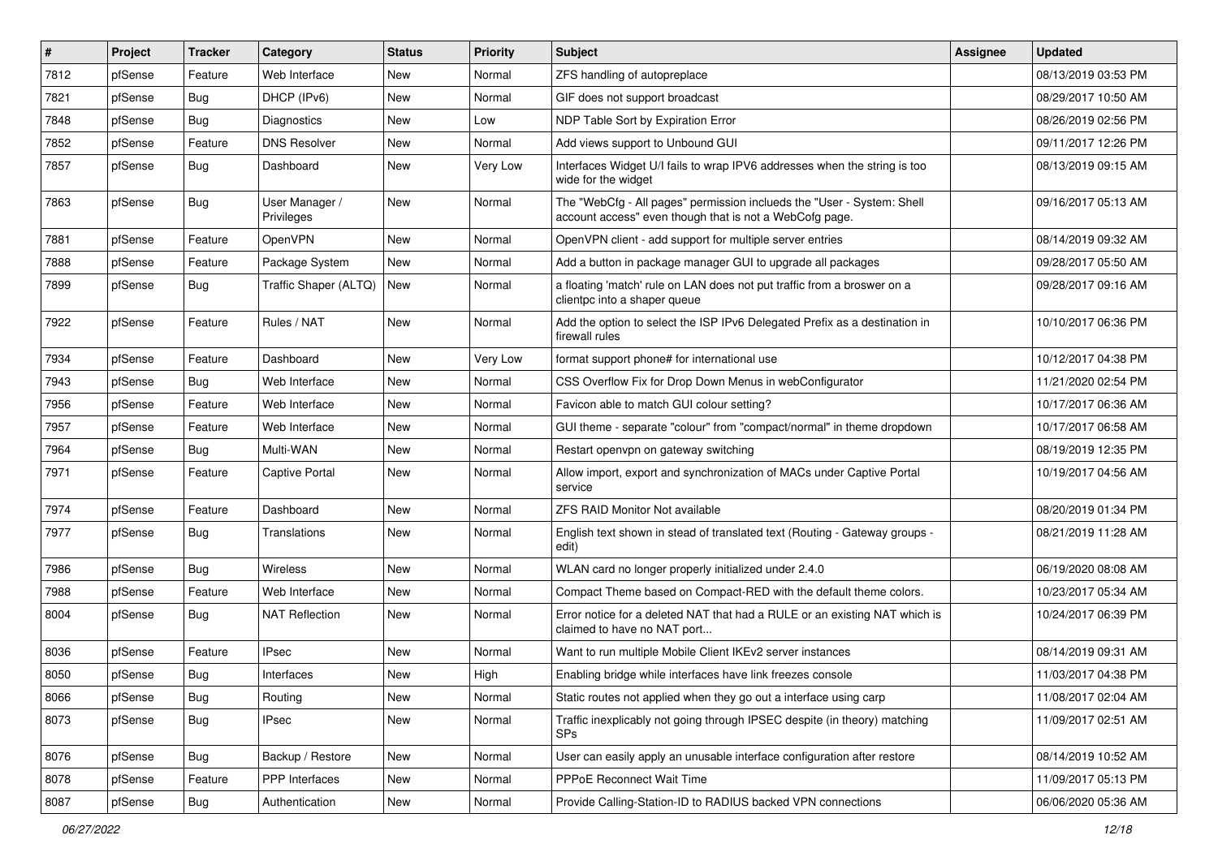| # | Project | Tracker | Category | Status | Priority | Subject | Assignee | Updated |
|---|---|---|---|---|---|---|---|---|
| 7812 | pfSense | Feature | Web Interface | New | Normal | ZFS handling of autopreplace | | 08/13/2019 03:53 PM |
| 7821 | pfSense | Bug | DHCP (IPv6) | New | Normal | GIF does not support broadcast | | 08/29/2017 10:50 AM |
| 7848 | pfSense | Bug | Diagnostics | New | Low | NDP Table Sort by Expiration Error | | 08/26/2019 02:56 PM |
| 7852 | pfSense | Feature | DNS Resolver | New | Normal | Add views support to Unbound GUI | | 09/11/2017 12:26 PM |
| 7857 | pfSense | Bug | Dashboard | New | Very Low | Interfaces Widget U/I fails to wrap IPV6 addresses when the string is too wide for the widget | | 08/13/2019 09:15 AM |
| 7863 | pfSense | Bug | User Manager / Privileges | New | Normal | The "WebCfg - All pages" permission inclueds the "User - System: Shell account access" even though that is not a WebCofg page. | | 09/16/2017 05:13 AM |
| 7881 | pfSense | Feature | OpenVPN | New | Normal | OpenVPN client - add support for multiple server entries | | 08/14/2019 09:32 AM |
| 7888 | pfSense | Feature | Package System | New | Normal | Add a button in package manager GUI to upgrade all packages | | 09/28/2017 05:50 AM |
| 7899 | pfSense | Bug | Traffic Shaper (ALTQ) | New | Normal | a floating 'match' rule on LAN does not put traffic from a broswer on a clientpc into a shaper queue | | 09/28/2017 09:16 AM |
| 7922 | pfSense | Feature | Rules / NAT | New | Normal | Add the option to select the ISP IPv6 Delegated Prefix as a destination in firewall rules | | 10/10/2017 06:36 PM |
| 7934 | pfSense | Feature | Dashboard | New | Very Low | format support phone# for international use | | 10/12/2017 04:38 PM |
| 7943 | pfSense | Bug | Web Interface | New | Normal | CSS Overflow Fix for Drop Down Menus in webConfigurator | | 11/21/2020 02:54 PM |
| 7956 | pfSense | Feature | Web Interface | New | Normal | Favicon able to match GUI colour setting? | | 10/17/2017 06:36 AM |
| 7957 | pfSense | Feature | Web Interface | New | Normal | GUI theme - separate "colour" from "compact/normal" in theme dropdown | | 10/17/2017 06:58 AM |
| 7964 | pfSense | Bug | Multi-WAN | New | Normal | Restart openvpn on gateway switching | | 08/19/2019 12:35 PM |
| 7971 | pfSense | Feature | Captive Portal | New | Normal | Allow import, export and synchronization of MACs under Captive Portal service | | 10/19/2017 04:56 AM |
| 7974 | pfSense | Feature | Dashboard | New | Normal | ZFS RAID Monitor Not available | | 08/20/2019 01:34 PM |
| 7977 | pfSense | Bug | Translations | New | Normal | English text shown in stead of translated text (Routing - Gateway groups - edit) | | 08/21/2019 11:28 AM |
| 7986 | pfSense | Bug | Wireless | New | Normal | WLAN card no longer properly initialized under 2.4.0 | | 06/19/2020 08:08 AM |
| 7988 | pfSense | Feature | Web Interface | New | Normal | Compact Theme based on Compact-RED with the default theme colors. | | 10/23/2017 05:34 AM |
| 8004 | pfSense | Bug | NAT Reflection | New | Normal | Error notice for a deleted NAT that had a RULE or an existing NAT which is claimed to have no NAT port... | | 10/24/2017 06:39 PM |
| 8036 | pfSense | Feature | IPsec | New | Normal | Want to run multiple Mobile Client IKEv2 server instances | | 08/14/2019 09:31 AM |
| 8050 | pfSense | Bug | Interfaces | New | High | Enabling bridge while interfaces have link freezes console | | 11/03/2017 04:38 PM |
| 8066 | pfSense | Bug | Routing | New | Normal | Static routes not applied when they go out a interface using carp | | 11/08/2017 02:04 AM |
| 8073 | pfSense | Bug | IPsec | New | Normal | Traffic inexplicably not going through IPSEC despite (in theory) matching SPs | | 11/09/2017 02:51 AM |
| 8076 | pfSense | Bug | Backup / Restore | New | Normal | User can easily apply an unusable interface configuration after restore | | 08/14/2019 10:52 AM |
| 8078 | pfSense | Feature | PPP Interfaces | New | Normal | PPPoE Reconnect Wait Time | | 11/09/2017 05:13 PM |
| 8087 | pfSense | Bug | Authentication | New | Normal | Provide Calling-Station-ID to RADIUS backed VPN connections | | 06/06/2020 05:36 AM |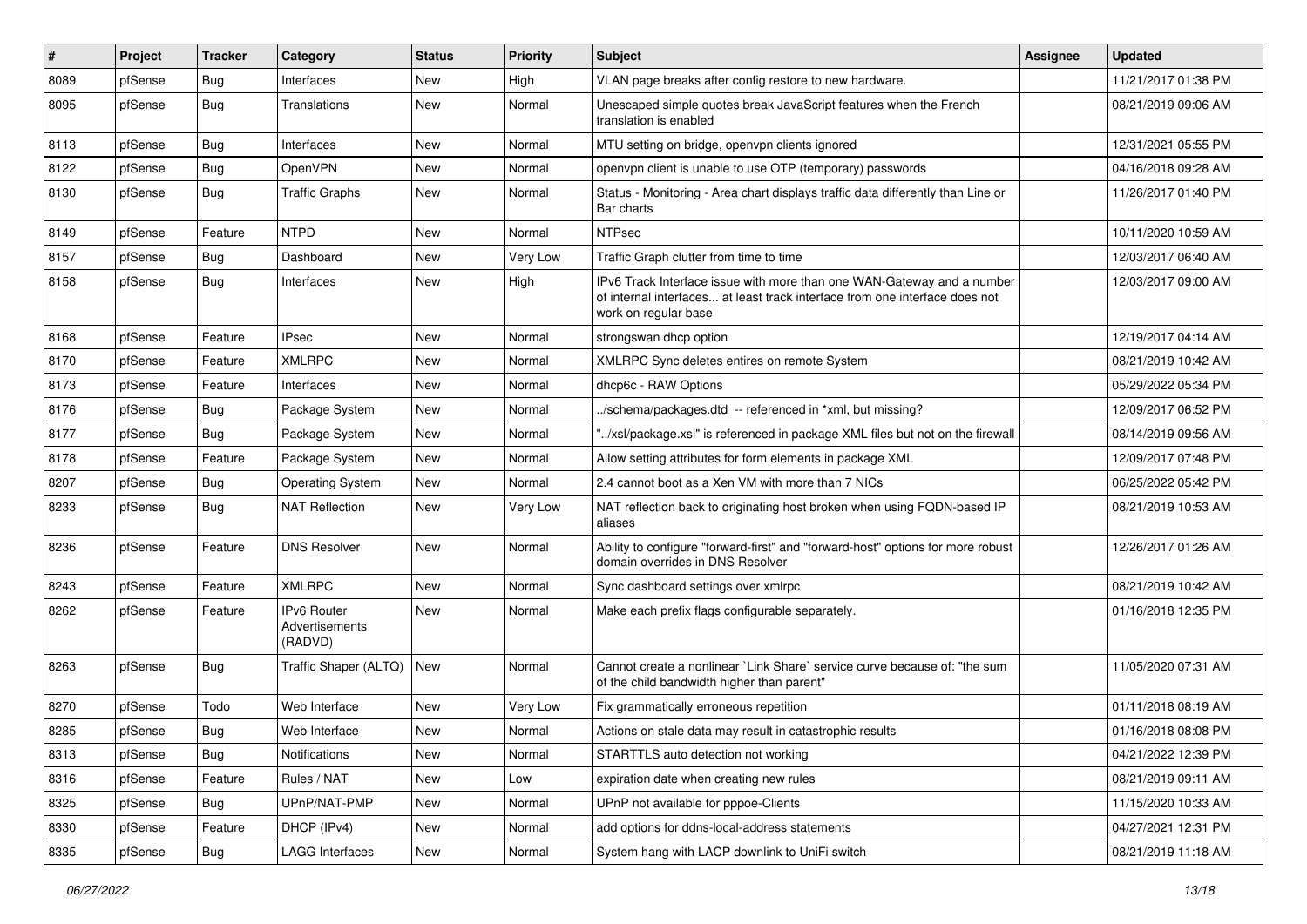| # | Project | Tracker | Category | Status | Priority | Subject | Assignee | Updated |
|---|---|---|---|---|---|---|---|---|
| 8089 | pfSense | Bug | Interfaces | New | High | VLAN page breaks after config restore to new hardware. | | 11/21/2017 01:38 PM |
| 8095 | pfSense | Bug | Translations | New | Normal | Unescaped simple quotes break JavaScript features when the French translation is enabled | | 08/21/2019 09:06 AM |
| 8113 | pfSense | Bug | Interfaces | New | Normal | MTU setting on bridge, openvpn clients ignored | | 12/31/2021 05:55 PM |
| 8122 | pfSense | Bug | OpenVPN | New | Normal | openvpn client is unable to use OTP (temporary) passwords | | 04/16/2018 09:28 AM |
| 8130 | pfSense | Bug | Traffic Graphs | New | Normal | Status - Monitoring - Area chart displays traffic data differently than Line or Bar charts | | 11/26/2017 01:40 PM |
| 8149 | pfSense | Feature | NTPD | New | Normal | NTPsec | | 10/11/2020 10:59 AM |
| 8157 | pfSense | Bug | Dashboard | New | Very Low | Traffic Graph clutter from time to time | | 12/03/2017 06:40 AM |
| 8158 | pfSense | Bug | Interfaces | New | High | IPv6 Track Interface issue with more than one WAN-Gateway and a number of internal interfaces... at least track interface from one interface does not work on regular base | | 12/03/2017 09:00 AM |
| 8168 | pfSense | Feature | IPsec | New | Normal | strongswan dhcp option | | 12/19/2017 04:14 AM |
| 8170 | pfSense | Feature | XMLRPC | New | Normal | XMLRPC Sync deletes entires on remote System | | 08/21/2019 10:42 AM |
| 8173 | pfSense | Feature | Interfaces | New | Normal | dhcp6c - RAW Options | | 05/29/2022 05:34 PM |
| 8176 | pfSense | Bug | Package System | New | Normal | ../schema/packages.dtd -- referenced in *xml, but missing? | | 12/09/2017 06:52 PM |
| 8177 | pfSense | Bug | Package System | New | Normal | "../xsl/package.xsl" is referenced in package XML files but not on the firewall | | 08/14/2019 09:56 AM |
| 8178 | pfSense | Feature | Package System | New | Normal | Allow setting attributes for form elements in package XML | | 12/09/2017 07:48 PM |
| 8207 | pfSense | Bug | Operating System | New | Normal | 2.4 cannot boot as a Xen VM with more than 7 NICs | | 06/25/2022 05:42 PM |
| 8233 | pfSense | Bug | NAT Reflection | New | Very Low | NAT reflection back to originating host broken when using FQDN-based IP aliases | | 08/21/2019 10:53 AM |
| 8236 | pfSense | Feature | DNS Resolver | New | Normal | Ability to configure "forward-first" and "forward-host" options for more robust domain overrides in DNS Resolver | | 12/26/2017 01:26 AM |
| 8243 | pfSense | Feature | XMLRPC | New | Normal | Sync dashboard settings over xmlrpc | | 08/21/2019 10:42 AM |
| 8262 | pfSense | Feature | IPv6 Router Advertisements (RADVD) | New | Normal | Make each prefix flags configurable separately. | | 01/16/2018 12:35 PM |
| 8263 | pfSense | Bug | Traffic Shaper (ALTQ) | New | Normal | Cannot create a nonlinear `Link Share` service curve because of: "the sum of the child bandwidth higher than parent" | | 11/05/2020 07:31 AM |
| 8270 | pfSense | Todo | Web Interface | New | Very Low | Fix grammatically erroneous repetition | | 01/11/2018 08:19 AM |
| 8285 | pfSense | Bug | Web Interface | New | Normal | Actions on stale data may result in catastrophic results | | 01/16/2018 08:08 PM |
| 8313 | pfSense | Bug | Notifications | New | Normal | STARTTLS auto detection not working | | 04/21/2022 12:39 PM |
| 8316 | pfSense | Feature | Rules / NAT | New | Low | expiration date when creating new rules | | 08/21/2019 09:11 AM |
| 8325 | pfSense | Bug | UPnP/NAT-PMP | New | Normal | UPnP not available for pppoe-Clients | | 11/15/2020 10:33 AM |
| 8330 | pfSense | Feature | DHCP (IPv4) | New | Normal | add options for ddns-local-address statements | | 04/27/2021 12:31 PM |
| 8335 | pfSense | Bug | LAGG Interfaces | New | Normal | System hang with LACP downlink to UniFi switch | | 08/21/2019 11:18 AM |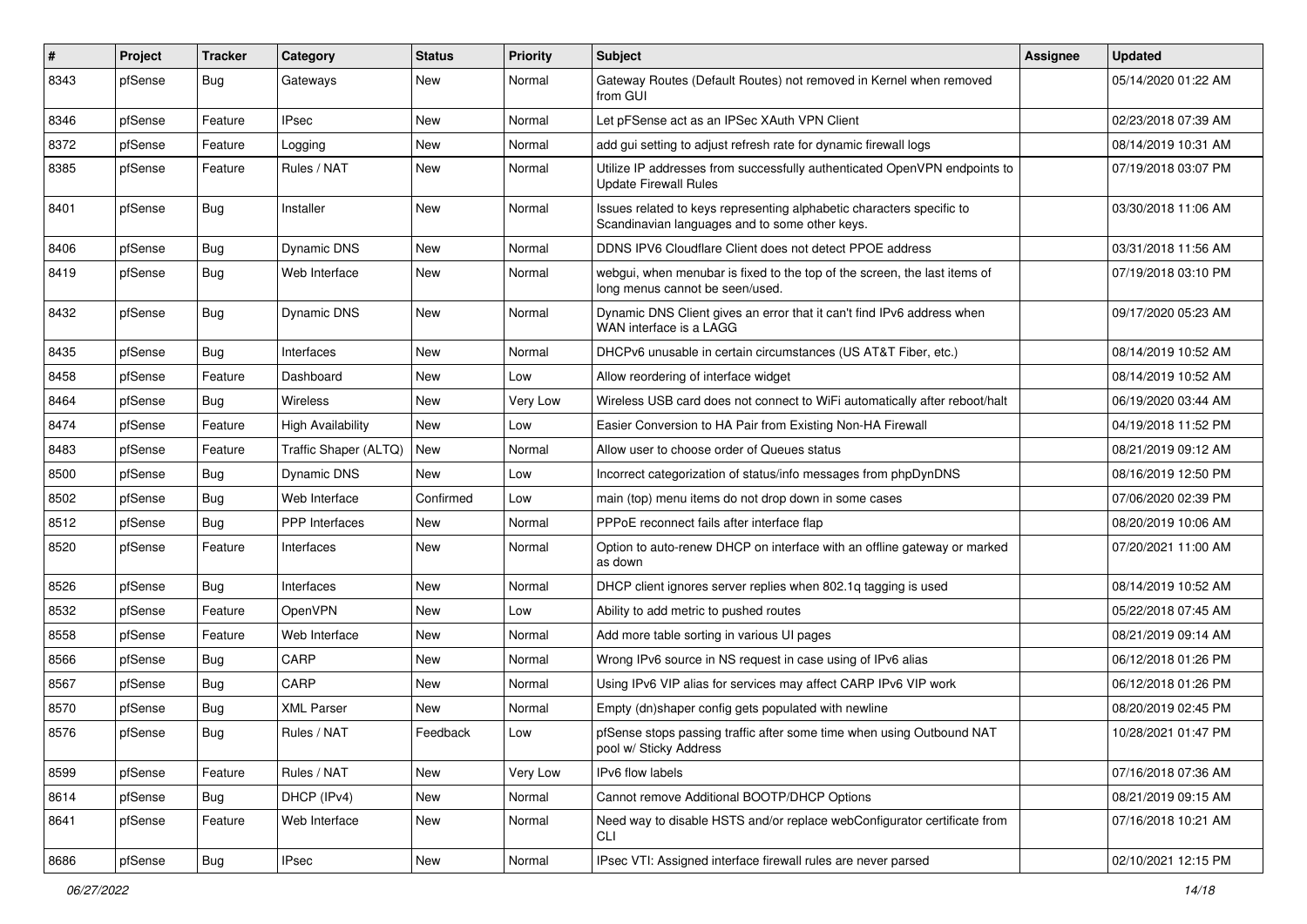| # | Project | Tracker | Category | Status | Priority | Subject | Assignee | Updated |
|---|---|---|---|---|---|---|---|---|
| 8343 | pfSense | Bug | Gateways | New | Normal | Gateway Routes (Default Routes) not removed in Kernel when removed from GUI | | 05/14/2020 01:22 AM |
| 8346 | pfSense | Feature | IPsec | New | Normal | Let pFSense act as an IPSec XAuth VPN Client | | 02/23/2018 07:39 AM |
| 8372 | pfSense | Feature | Logging | New | Normal | add gui setting to adjust refresh rate for dynamic firewall logs | | 08/14/2019 10:31 AM |
| 8385 | pfSense | Feature | Rules / NAT | New | Normal | Utilize IP addresses from successfully authenticated OpenVPN endpoints to Update Firewall Rules | | 07/19/2018 03:07 PM |
| 8401 | pfSense | Bug | Installer | New | Normal | Issues related to keys representing alphabetic characters specific to Scandinavian languages and to some other keys. | | 03/30/2018 11:06 AM |
| 8406 | pfSense | Bug | Dynamic DNS | New | Normal | DDNS IPV6 Cloudflare Client does not detect PPOE address | | 03/31/2018 11:56 AM |
| 8419 | pfSense | Bug | Web Interface | New | Normal | webgui, when menubar is fixed to the top of the screen, the last items of long menus cannot be seen/used. | | 07/19/2018 03:10 PM |
| 8432 | pfSense | Bug | Dynamic DNS | New | Normal | Dynamic DNS Client gives an error that it can't find IPv6 address when WAN interface is a LAGG | | 09/17/2020 05:23 AM |
| 8435 | pfSense | Bug | Interfaces | New | Normal | DHCPv6 unusable in certain circumstances (US AT&T Fiber, etc.) | | 08/14/2019 10:52 AM |
| 8458 | pfSense | Feature | Dashboard | New | Low | Allow reordering of interface widget | | 08/14/2019 10:52 AM |
| 8464 | pfSense | Bug | Wireless | New | Very Low | Wireless USB card does not connect to WiFi automatically after reboot/halt | | 06/19/2020 03:44 AM |
| 8474 | pfSense | Feature | High Availability | New | Low | Easier Conversion to HA Pair from Existing Non-HA Firewall | | 04/19/2018 11:52 PM |
| 8483 | pfSense | Feature | Traffic Shaper (ALTQ) | New | Normal | Allow user to choose order of Queues status | | 08/21/2019 09:12 AM |
| 8500 | pfSense | Bug | Dynamic DNS | New | Low | Incorrect categorization of status/info messages from phpDynDNS | | 08/16/2019 12:50 PM |
| 8502 | pfSense | Bug | Web Interface | Confirmed | Low | main (top) menu items do not drop down in some cases | | 07/06/2020 02:39 PM |
| 8512 | pfSense | Bug | PPP Interfaces | New | Normal | PPPoE reconnect fails after interface flap | | 08/20/2019 10:06 AM |
| 8520 | pfSense | Feature | Interfaces | New | Normal | Option to auto-renew DHCP on interface with an offline gateway or marked as down | | 07/20/2021 11:00 AM |
| 8526 | pfSense | Bug | Interfaces | New | Normal | DHCP client ignores server replies when 802.1q tagging is used | | 08/14/2019 10:52 AM |
| 8532 | pfSense | Feature | OpenVPN | New | Low | Ability to add metric to pushed routes | | 05/22/2018 07:45 AM |
| 8558 | pfSense | Feature | Web Interface | New | Normal | Add more table sorting in various UI pages | | 08/21/2019 09:14 AM |
| 8566 | pfSense | Bug | CARP | New | Normal | Wrong IPv6 source in NS request in case using of IPv6 alias | | 06/12/2018 01:26 PM |
| 8567 | pfSense | Bug | CARP | New | Normal | Using IPv6 VIP alias for services may affect CARP IPv6 VIP work | | 06/12/2018 01:26 PM |
| 8570 | pfSense | Bug | XML Parser | New | Normal | Empty (dn)shaper config gets populated with newline | | 08/20/2019 02:45 PM |
| 8576 | pfSense | Bug | Rules / NAT | Feedback | Low | pfSense stops passing traffic after some time when using Outbound NAT pool w/ Sticky Address | | 10/28/2021 01:47 PM |
| 8599 | pfSense | Feature | Rules / NAT | New | Very Low | IPv6 flow labels | | 07/16/2018 07:36 AM |
| 8614 | pfSense | Bug | DHCP (IPv4) | New | Normal | Cannot remove Additional BOOTP/DHCP Options | | 08/21/2019 09:15 AM |
| 8641 | pfSense | Feature | Web Interface | New | Normal | Need way to disable HSTS and/or replace webConfigurator certificate from CLI | | 07/16/2018 10:21 AM |
| 8686 | pfSense | Bug | IPsec | New | Normal | IPsec VTI: Assigned interface firewall rules are never parsed | | 02/10/2021 12:15 PM |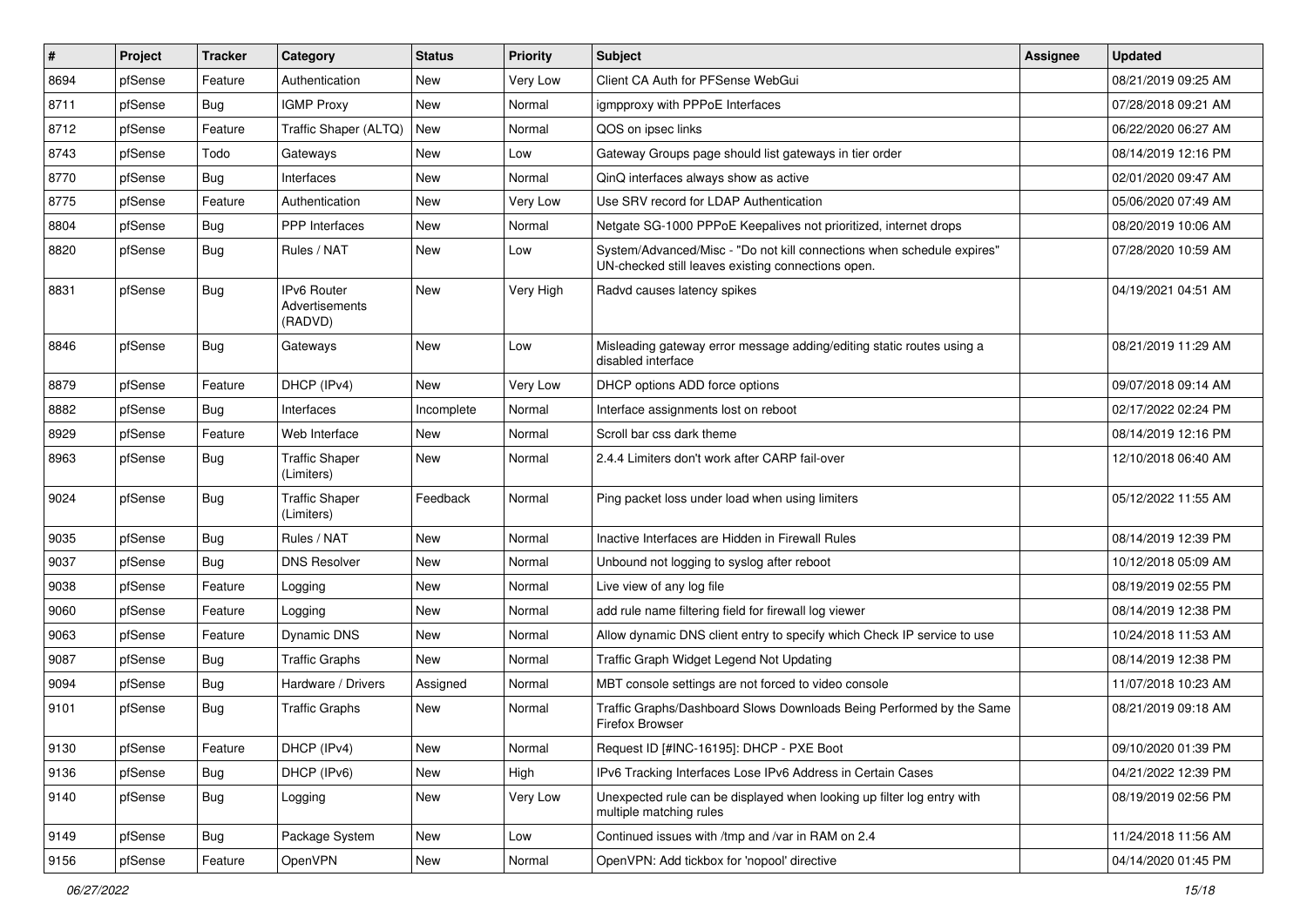| # | Project | Tracker | Category | Status | Priority | Subject | Assignee | Updated |
|---|---|---|---|---|---|---|---|---|
| 8694 | pfSense | Feature | Authentication | New | Very Low | Client CA Auth for PFSense WebGui | | 08/21/2019 09:25 AM |
| 8711 | pfSense | Bug | IGMP Proxy | New | Normal | igmpproxy with PPPoE Interfaces | | 07/28/2018 09:21 AM |
| 8712 | pfSense | Feature | Traffic Shaper (ALTQ) | New | Normal | QOS on ipsec links | | 06/22/2020 06:27 AM |
| 8743 | pfSense | Todo | Gateways | New | Low | Gateway Groups page should list gateways in tier order | | 08/14/2019 12:16 PM |
| 8770 | pfSense | Bug | Interfaces | New | Normal | QinQ interfaces always show as active | | 02/01/2020 09:47 AM |
| 8775 | pfSense | Feature | Authentication | New | Very Low | Use SRV record for LDAP Authentication | | 05/06/2020 07:49 AM |
| 8804 | pfSense | Bug | PPP Interfaces | New | Normal | Netgate SG-1000 PPPoE Keepalives not prioritized, internet drops | | 08/20/2019 10:06 AM |
| 8820 | pfSense | Bug | Rules / NAT | New | Low | System/Advanced/Misc - "Do not kill connections when schedule expires" UN-checked still leaves existing connections open. | | 07/28/2020 10:59 AM |
| 8831 | pfSense | Bug | IPv6 Router Advertisements (RADVD) | New | Very High | Radvd causes latency spikes | | 04/19/2021 04:51 AM |
| 8846 | pfSense | Bug | Gateways | New | Low | Misleading gateway error message adding/editing static routes using a disabled interface | | 08/21/2019 11:29 AM |
| 8879 | pfSense | Feature | DHCP (IPv4) | New | Very Low | DHCP options ADD force options | | 09/07/2018 09:14 AM |
| 8882 | pfSense | Bug | Interfaces | Incomplete | Normal | Interface assignments lost on reboot | | 02/17/2022 02:24 PM |
| 8929 | pfSense | Feature | Web Interface | New | Normal | Scroll bar css dark theme | | 08/14/2019 12:16 PM |
| 8963 | pfSense | Bug | Traffic Shaper (Limiters) | New | Normal | 2.4.4 Limiters don't work after CARP fail-over | | 12/10/2018 06:40 AM |
| 9024 | pfSense | Bug | Traffic Shaper (Limiters) | Feedback | Normal | Ping packet loss under load when using limiters | | 05/12/2022 11:55 AM |
| 9035 | pfSense | Bug | Rules / NAT | New | Normal | Inactive Interfaces are Hidden in Firewall Rules | | 08/14/2019 12:39 PM |
| 9037 | pfSense | Bug | DNS Resolver | New | Normal | Unbound not logging to syslog after reboot | | 10/12/2018 05:09 AM |
| 9038 | pfSense | Feature | Logging | New | Normal | Live view of any log file | | 08/19/2019 02:55 PM |
| 9060 | pfSense | Feature | Logging | New | Normal | add rule name filtering field for firewall log viewer | | 08/14/2019 12:38 PM |
| 9063 | pfSense | Feature | Dynamic DNS | New | Normal | Allow dynamic DNS client entry to specify which Check IP service to use | | 10/24/2018 11:53 AM |
| 9087 | pfSense | Bug | Traffic Graphs | New | Normal | Traffic Graph Widget Legend Not Updating | | 08/14/2019 12:38 PM |
| 9094 | pfSense | Bug | Hardware / Drivers | Assigned | Normal | MBT console settings are not forced to video console | | 11/07/2018 10:23 AM |
| 9101 | pfSense | Bug | Traffic Graphs | New | Normal | Traffic Graphs/Dashboard Slows Downloads Being Performed by the Same Firefox Browser | | 08/21/2019 09:18 AM |
| 9130 | pfSense | Feature | DHCP (IPv4) | New | Normal | Request ID [#INC-16195]: DHCP - PXE Boot | | 09/10/2020 01:39 PM |
| 9136 | pfSense | Bug | DHCP (IPv6) | New | High | IPv6 Tracking Interfaces Lose IPv6 Address in Certain Cases | | 04/21/2022 12:39 PM |
| 9140 | pfSense | Bug | Logging | New | Very Low | Unexpected rule can be displayed when looking up filter log entry with multiple matching rules | | 08/19/2019 02:56 PM |
| 9149 | pfSense | Bug | Package System | New | Low | Continued issues with /tmp and /var in RAM on 2.4 | | 11/24/2018 11:56 AM |
| 9156 | pfSense | Feature | OpenVPN | New | Normal | OpenVPN: Add tickbox for 'nopool' directive | | 04/14/2020 01:45 PM |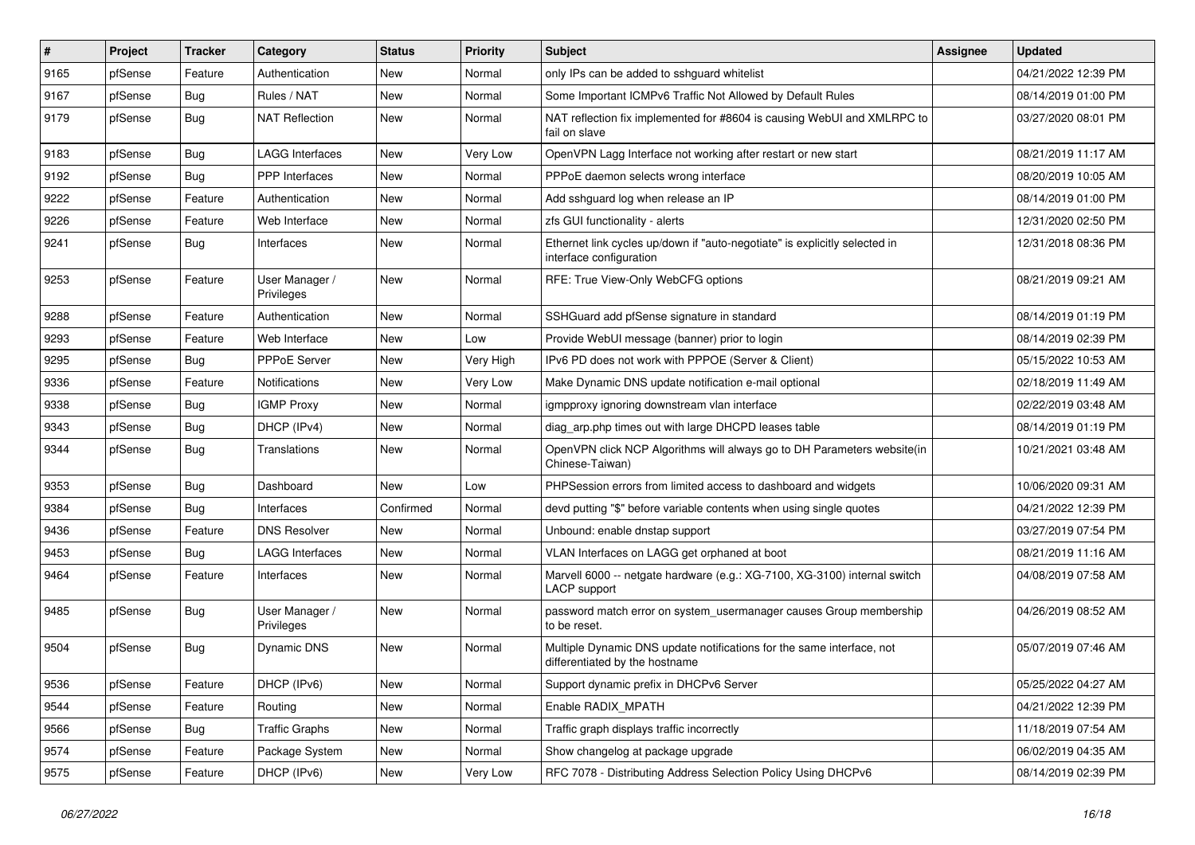| # | Project | Tracker | Category | Status | Priority | Subject | Assignee | Updated |
|---|---|---|---|---|---|---|---|---|
| 9165 | pfSense | Feature | Authentication | New | Normal | only IPs can be added to sshguard whitelist | | 04/21/2022 12:39 PM |
| 9167 | pfSense | Bug | Rules / NAT | New | Normal | Some Important ICMPv6 Traffic Not Allowed by Default Rules | | 08/14/2019 01:00 PM |
| 9179 | pfSense | Bug | NAT Reflection | New | Normal | NAT reflection fix implemented for #8604 is causing WebUI and XMLRPC to fail on slave | | 03/27/2020 08:01 PM |
| 9183 | pfSense | Bug | LAGG Interfaces | New | Very Low | OpenVPN Lagg Interface not working after restart or new start | | 08/21/2019 11:17 AM |
| 9192 | pfSense | Bug | PPP Interfaces | New | Normal | PPPoE daemon selects wrong interface | | 08/20/2019 10:05 AM |
| 9222 | pfSense | Feature | Authentication | New | Normal | Add sshguard log when release an IP | | 08/14/2019 01:00 PM |
| 9226 | pfSense | Feature | Web Interface | New | Normal | zfs GUI functionality - alerts | | 12/31/2020 02:50 PM |
| 9241 | pfSense | Bug | Interfaces | New | Normal | Ethernet link cycles up/down if "auto-negotiate" is explicitly selected in interface configuration | | 12/31/2018 08:36 PM |
| 9253 | pfSense | Feature | User Manager / Privileges | New | Normal | RFE: True View-Only WebCFG options | | 08/21/2019 09:21 AM |
| 9288 | pfSense | Feature | Authentication | New | Normal | SSHGuard add pfSense signature in standard | | 08/14/2019 01:19 PM |
| 9293 | pfSense | Feature | Web Interface | New | Low | Provide WebUI message (banner) prior to login | | 08/14/2019 02:39 PM |
| 9295 | pfSense | Bug | PPPoE Server | New | Very High | IPv6 PD does not work with PPPOE (Server & Client) | | 05/15/2022 10:53 AM |
| 9336 | pfSense | Feature | Notifications | New | Very Low | Make Dynamic DNS update notification e-mail optional | | 02/18/2019 11:49 AM |
| 9338 | pfSense | Bug | IGMP Proxy | New | Normal | igmpproxy ignoring downstream vlan interface | | 02/22/2019 03:48 AM |
| 9343 | pfSense | Bug | DHCP (IPv4) | New | Normal | diag_arp.php times out with large DHCPD leases table | | 08/14/2019 01:19 PM |
| 9344 | pfSense | Bug | Translations | New | Normal | OpenVPN click NCP Algorithms will always go to DH Parameters website(in Chinese-Taiwan) | | 10/21/2021 03:48 AM |
| 9353 | pfSense | Bug | Dashboard | New | Low | PHPSession errors from limited access to dashboard and widgets | | 10/06/2020 09:31 AM |
| 9384 | pfSense | Bug | Interfaces | Confirmed | Normal | devd putting "$" before variable contents when using single quotes | | 04/21/2022 12:39 PM |
| 9436 | pfSense | Feature | DNS Resolver | New | Normal | Unbound: enable dnstap support | | 03/27/2019 07:54 PM |
| 9453 | pfSense | Bug | LAGG Interfaces | New | Normal | VLAN Interfaces on LAGG get orphaned at boot | | 08/21/2019 11:16 AM |
| 9464 | pfSense | Feature | Interfaces | New | Normal | Marvell 6000 -- netgate hardware (e.g.: XG-7100, XG-3100) internal switch LACP support | | 04/08/2019 07:58 AM |
| 9485 | pfSense | Bug | User Manager / Privileges | New | Normal | password match error on system_usermanager causes Group membership to be reset. | | 04/26/2019 08:52 AM |
| 9504 | pfSense | Bug | Dynamic DNS | New | Normal | Multiple Dynamic DNS update notifications for the same interface, not differentiated by the hostname | | 05/07/2019 07:46 AM |
| 9536 | pfSense | Feature | DHCP (IPv6) | New | Normal | Support dynamic prefix in DHCPv6 Server | | 05/25/2022 04:27 AM |
| 9544 | pfSense | Feature | Routing | New | Normal | Enable RADIX_MPATH | | 04/21/2022 12:39 PM |
| 9566 | pfSense | Bug | Traffic Graphs | New | Normal | Traffic graph displays traffic incorrectly | | 11/18/2019 07:54 AM |
| 9574 | pfSense | Feature | Package System | New | Normal | Show changelog at package upgrade | | 06/02/2019 04:35 AM |
| 9575 | pfSense | Feature | DHCP (IPv6) | New | Very Low | RFC 7078 - Distributing Address Selection Policy Using DHCPv6 | | 08/14/2019 02:39 PM |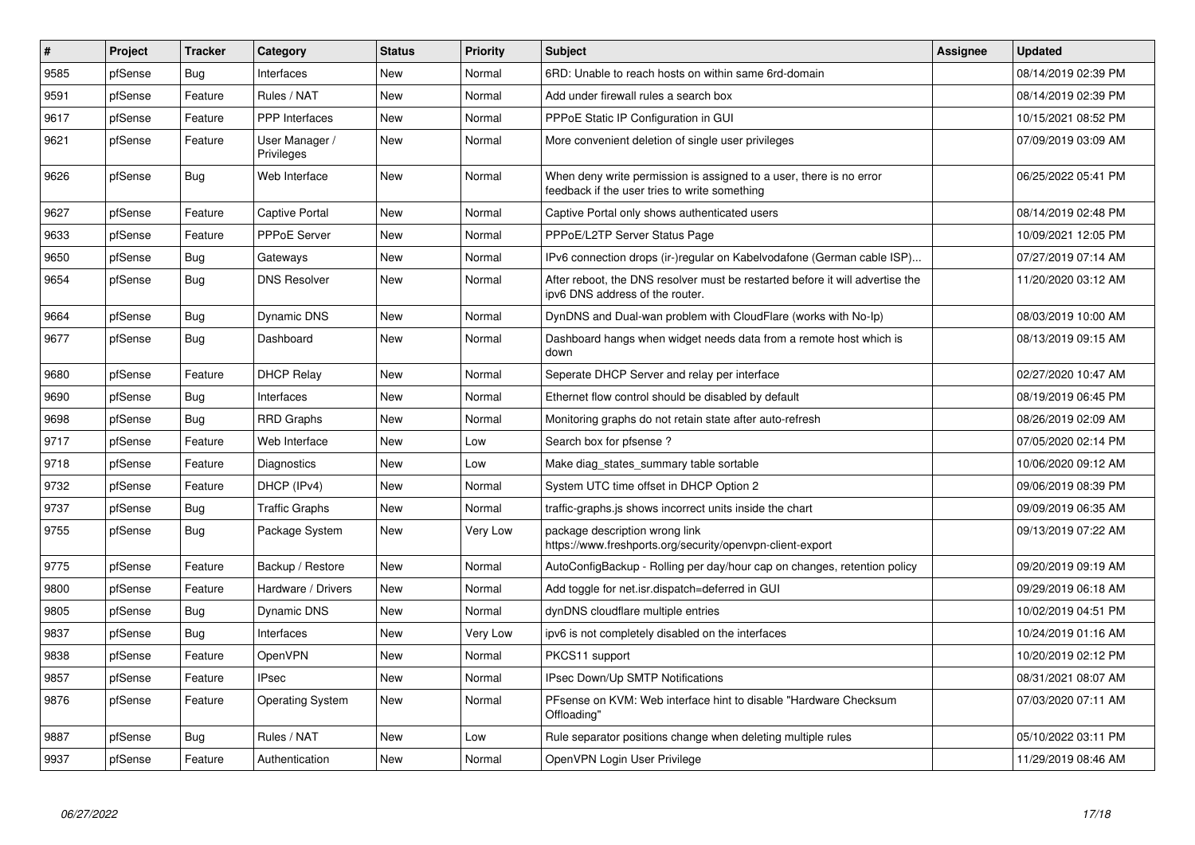| # | Project | Tracker | Category | Status | Priority | Subject | Assignee | Updated |
|---|---|---|---|---|---|---|---|---|
| 9585 | pfSense | Bug | Interfaces | New | Normal | 6RD: Unable to reach hosts on within same 6rd-domain | | 08/14/2019 02:39 PM |
| 9591 | pfSense | Feature | Rules / NAT | New | Normal | Add under firewall rules a search box | | 08/14/2019 02:39 PM |
| 9617 | pfSense | Feature | PPP Interfaces | New | Normal | PPPoE Static IP Configuration in GUI | | 10/15/2021 08:52 PM |
| 9621 | pfSense | Feature | User Manager / Privileges | New | Normal | More convenient deletion of single user privileges | | 07/09/2019 03:09 AM |
| 9626 | pfSense | Bug | Web Interface | New | Normal | When deny write permission is assigned to a user, there is no error feedback if the user tries to write something | | 06/25/2022 05:41 PM |
| 9627 | pfSense | Feature | Captive Portal | New | Normal | Captive Portal only shows authenticated users | | 08/14/2019 02:48 PM |
| 9633 | pfSense | Feature | PPPoE Server | New | Normal | PPPoE/L2TP Server Status Page | | 10/09/2021 12:05 PM |
| 9650 | pfSense | Bug | Gateways | New | Normal | IPv6 connection drops (ir-)regular on Kabelvodafone (German cable ISP)... | | 07/27/2019 07:14 AM |
| 9654 | pfSense | Bug | DNS Resolver | New | Normal | After reboot, the DNS resolver must be restarted before it will advertise the ipv6 DNS address of the router. | | 11/20/2020 03:12 AM |
| 9664 | pfSense | Bug | Dynamic DNS | New | Normal | DynDNS and Dual-wan problem with CloudFlare (works with No-Ip) | | 08/03/2019 10:00 AM |
| 9677 | pfSense | Bug | Dashboard | New | Normal | Dashboard hangs when widget needs data from a remote host which is down | | 08/13/2019 09:15 AM |
| 9680 | pfSense | Feature | DHCP Relay | New | Normal | Seperate DHCP Server and relay per interface | | 02/27/2020 10:47 AM |
| 9690 | pfSense | Bug | Interfaces | New | Normal | Ethernet flow control should be disabled by default | | 08/19/2019 06:45 PM |
| 9698 | pfSense | Bug | RRD Graphs | New | Normal | Monitoring graphs do not retain state after auto-refresh | | 08/26/2019 02:09 AM |
| 9717 | pfSense | Feature | Web Interface | New | Low | Search box for pfsense ? | | 07/05/2020 02:14 PM |
| 9718 | pfSense | Feature | Diagnostics | New | Low | Make diag_states_summary table sortable | | 10/06/2020 09:12 AM |
| 9732 | pfSense | Feature | DHCP (IPv4) | New | Normal | System UTC time offset in DHCP Option 2 | | 09/06/2019 08:39 PM |
| 9737 | pfSense | Bug | Traffic Graphs | New | Normal | traffic-graphs.js shows incorrect units inside the chart | | 09/09/2019 06:35 AM |
| 9755 | pfSense | Bug | Package System | New | Very Low | package description wrong link https://www.freshports.org/security/openvpn-client-export | | 09/13/2019 07:22 AM |
| 9775 | pfSense | Feature | Backup / Restore | New | Normal | AutoConfigBackup - Rolling per day/hour cap on changes, retention policy | | 09/20/2019 09:19 AM |
| 9800 | pfSense | Feature | Hardware / Drivers | New | Normal | Add toggle for net.isr.dispatch=deferred in GUI | | 09/29/2019 06:18 AM |
| 9805 | pfSense | Bug | Dynamic DNS | New | Normal | dynDNS cloudflare multiple entries | | 10/02/2019 04:51 PM |
| 9837 | pfSense | Bug | Interfaces | New | Very Low | ipv6 is not completely disabled on the interfaces | | 10/24/2019 01:16 AM |
| 9838 | pfSense | Feature | OpenVPN | New | Normal | PKCS11 support | | 10/20/2019 02:12 PM |
| 9857 | pfSense | Feature | IPsec | New | Normal | IPsec Down/Up SMTP Notifications | | 08/31/2021 08:07 AM |
| 9876 | pfSense | Feature | Operating System | New | Normal | PFsense on KVM: Web interface hint to disable "Hardware Checksum Offloading" | | 07/03/2020 07:11 AM |
| 9887 | pfSense | Bug | Rules / NAT | New | Low | Rule separator positions change when deleting multiple rules | | 05/10/2022 03:11 PM |
| 9937 | pfSense | Feature | Authentication | New | Normal | OpenVPN Login User Privilege | | 11/29/2019 08:46 AM |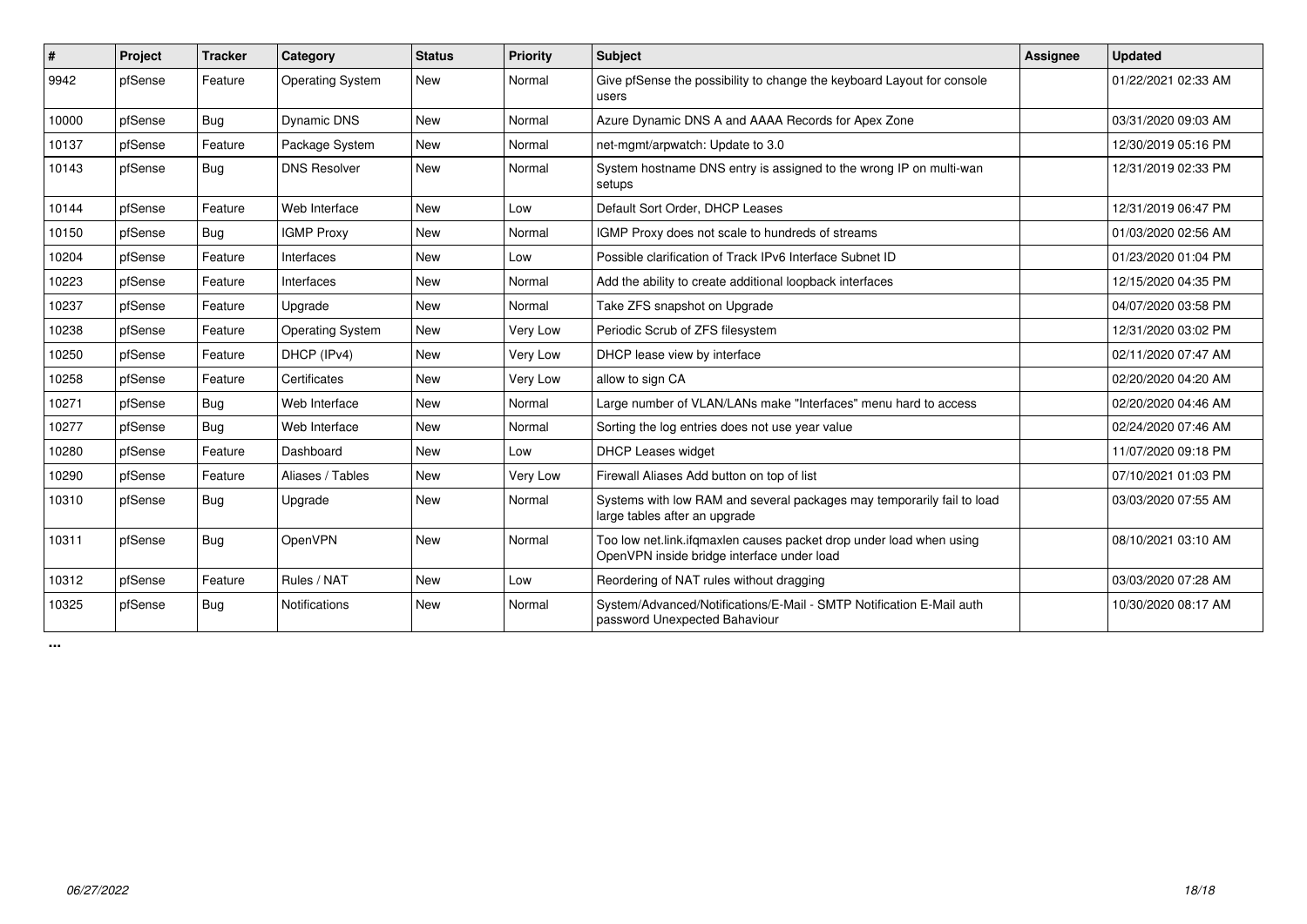| # | Project | Tracker | Category | Status | Priority | Subject | Assignee | Updated |
|---|---|---|---|---|---|---|---|---|
| 9942 | pfSense | Feature | Operating System | New | Normal | Give pfSense the possibility to change the keyboard Layout for console users | | 01/22/2021 02:33 AM |
| 10000 | pfSense | Bug | Dynamic DNS | New | Normal | Azure Dynamic DNS A and AAAA Records for Apex Zone | | 03/31/2020 09:03 AM |
| 10137 | pfSense | Feature | Package System | New | Normal | net-mgmt/arpwatch: Update to 3.0 | | 12/30/2019 05:16 PM |
| 10143 | pfSense | Bug | DNS Resolver | New | Normal | System hostname DNS entry is assigned to the wrong IP on multi-wan setups | | 12/31/2019 02:33 PM |
| 10144 | pfSense | Feature | Web Interface | New | Low | Default Sort Order, DHCP Leases | | 12/31/2019 06:47 PM |
| 10150 | pfSense | Bug | IGMP Proxy | New | Normal | IGMP Proxy does not scale to hundreds of streams | | 01/03/2020 02:56 AM |
| 10204 | pfSense | Feature | Interfaces | New | Low | Possible clarification of Track IPv6 Interface Subnet ID | | 01/23/2020 01:04 PM |
| 10223 | pfSense | Feature | Interfaces | New | Normal | Add the ability to create additional loopback interfaces | | 12/15/2020 04:35 PM |
| 10237 | pfSense | Feature | Upgrade | New | Normal | Take ZFS snapshot on Upgrade | | 04/07/2020 03:58 PM |
| 10238 | pfSense | Feature | Operating System | New | Very Low | Periodic Scrub of ZFS filesystem | | 12/31/2020 03:02 PM |
| 10250 | pfSense | Feature | DHCP (IPv4) | New | Very Low | DHCP lease view by interface | | 02/11/2020 07:47 AM |
| 10258 | pfSense | Feature | Certificates | New | Very Low | allow to sign CA | | 02/20/2020 04:20 AM |
| 10271 | pfSense | Bug | Web Interface | New | Normal | Large number of VLAN/LANs make "Interfaces" menu hard to access | | 02/20/2020 04:46 AM |
| 10277 | pfSense | Bug | Web Interface | New | Normal | Sorting the log entries does not use year value | | 02/24/2020 07:46 AM |
| 10280 | pfSense | Feature | Dashboard | New | Low | DHCP Leases widget | | 11/07/2020 09:18 PM |
| 10290 | pfSense | Feature | Aliases / Tables | New | Very Low | Firewall Aliases Add button on top of list | | 07/10/2021 01:03 PM |
| 10310 | pfSense | Bug | Upgrade | New | Normal | Systems with low RAM and several packages may temporarily fail to load large tables after an upgrade | | 03/03/2020 07:55 AM |
| 10311 | pfSense | Bug | OpenVPN | New | Normal | Too low net.link.ifqmaxlen causes packet drop under load when using OpenVPN inside bridge interface under load | | 08/10/2021 03:10 AM |
| 10312 | pfSense | Feature | Rules / NAT | New | Low | Reordering of NAT rules without dragging | | 03/03/2020 07:28 AM |
| 10325 | pfSense | Bug | Notifications | New | Normal | System/Advanced/Notifications/E-Mail - SMTP Notification E-Mail auth password Unexpected Bahaviour | | 10/30/2020 08:17 AM |

...